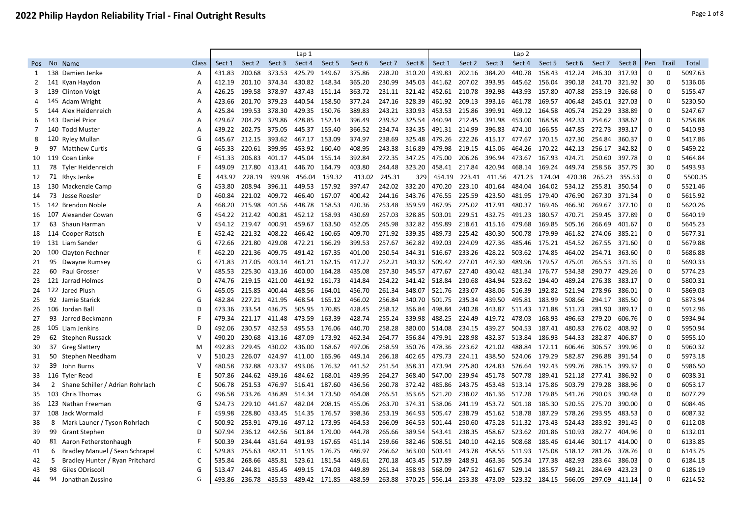# 2022 Philip Haydon Reliability Trial - Final Outright Results

| | | | | Lap 1 | | | | | | | | Lap 2 | | | | | | | | | | |
|---|---|---|---|---|---|---|---|---|---|---|---|---|---|---|---|---|---|---|---|---|---|---|
| Pos | No | Name | Class | Sect 1 | Sect 2 | Sect 3 | Sect 4 | Sect 5 | Sect 6 | Sect 7 | Sect 8 | Sect 1 | Sect 2 | Sect 3 | Sect 4 | Sect 5 | Sect 6 | Sect 7 | Sect 8 | Pen | Trail | Total |
| 1 | 138 | Damien Jenke | A | 431.83 | 200.68 | 373.53 | 425.79 | 149.67 | 375.86 | 228.20 | 310.20 | 439.83 | 202.16 | 384.20 | 440.78 | 158.43 | 412.24 | 246.30 | 317.93 | 0 | 0 | 5097.63 |
| 2 | 141 | Kyan Haydon | A | 412.19 | 201.10 | 374.34 | 430.82 | 148.34 | 365.20 | 230.99 | 345.03 | 441.62 | 207.02 | 393.95 | 445.62 | 156.04 | 390.18 | 241.70 | 321.92 | 30 | 0 | 5136.06 |
| 3 | 139 | Clinton Voigt | A | 426.25 | 199.58 | 378.97 | 437.43 | 151.14 | 363.72 | 231.11 | 321.42 | 452.61 | 210.78 | 392.98 | 443.93 | 157.80 | 407.88 | 253.19 | 326.68 | 0 | 0 | 5155.47 |
| 4 | 145 | Adam Wright | A | 423.66 | 201.70 | 379.23 | 440.54 | 158.50 | 377.24 | 247.16 | 328.39 | 461.92 | 209.13 | 393.16 | 461.78 | 169.57 | 406.48 | 245.01 | 327.03 | 0 | 0 | 5230.50 |
| 5 | 144 | Alex Heidenreich | A | 425.84 | 199.53 | 378.30 | 429.35 | 150.76 | 389.83 | 243.21 | 330.93 | 453.53 | 215.86 | 399.91 | 469.12 | 164.58 | 405.74 | 252.29 | 338.89 | 0 | 0 | 5247.67 |
| 6 | 143 | Daniel Prior | A | 429.67 | 204.29 | 379.86 | 428.85 | 152.14 | 396.49 | 239.52 | 325.54 | 440.94 | 212.45 | 391.98 | 453.00 | 168.58 | 442.33 | 254.62 | 338.62 | 0 | 0 | 5258.88 |
| 7 | 140 | Todd Muster | A | 439.22 | 202.75 | 375.05 | 445.37 | 155.40 | 366.52 | 234.74 | 334.35 | 491.31 | 214.99 | 396.83 | 474.10 | 166.55 | 447.85 | 272.73 | 393.17 | 0 | 0 | 5410.93 |
| 8 | 120 | Ryley Mullan | G | 445.67 | 212.15 | 393.62 | 467.17 | 153.09 | 374.97 | 238.69 | 325.48 | 479.26 | 222.26 | 415.17 | 477.67 | 170.15 | 427.30 | 254.84 | 360.37 | 0 | 0 | 5417.86 |
| 9 | 97 | Matthew Curtis | G | 465.33 | 220.61 | 399.95 | 453.92 | 160.40 | 408.95 | 243.38 | 316.89 | 479.98 | 219.15 | 415.06 | 464.26 | 170.22 | 442.13 | 256.17 | 342.82 | 0 | 0 | 5459.22 |
| 10 | 119 | Coan Linke | F | 451.33 | 206.83 | 401.17 | 445.04 | 155.14 | 392.84 | 272.35 | 347.25 | 475.00 | 206.26 | 396.94 | 473.67 | 167.93 | 424.71 | 250.60 | 397.78 | 0 | 0 | 5464.84 |
| 11 | 78 | Tyler Heidenreich | F | 449.09 | 217.80 | 413.41 | 446.70 | 164.79 | 403.80 | 244.48 | 323.20 | 458.41 | 217.84 | 420.94 | 468.14 | 169.24 | 449.74 | 258.56 | 357.79 | 30 | 0 | 5493.93 |
| 12 | 71 | Rhys Jenke | E | 443.92 | 228.19 | 399.98 | 456.04 | 159.32 | 413.02 | 245.31 | 329 | 454.19 | 223.41 | 411.56 | 471.23 | 174.04 | 470.38 | 265.23 | 355.53 | 0 | 0 | 5500.35 |
| 13 | 130 | Mackenzie Camp | G | 453.80 | 208.94 | 396.11 | 449.53 | 157.92 | 397.47 | 242.02 | 332.20 | 470.20 | 223.10 | 401.64 | 484.04 | 164.02 | 534.12 | 255.81 | 350.54 | 0 | 0 | 5521.46 |
| 14 | 73 | Jesse Roesler | D | 460.84 | 221.02 | 409.72 | 466.40 | 167.07 | 400.42 | 244.16 | 343.76 | 476.55 | 225.59 | 423.50 | 481.95 | 179.40 | 476.90 | 267.30 | 371.34 | 0 | 0 | 5615.92 |
| 15 | 142 | Brendon Noble | A | 468.20 | 215.98 | 401.56 | 448.78 | 158.53 | 420.36 | 253.48 | 359.59 | 487.95 | 225.02 | 417.91 | 480.37 | 169.46 | 466.30 | 269.67 | 377.10 | 0 | 0 | 5620.26 |
| 16 | 107 | Alexander Cowan | G | 454.22 | 212.42 | 400.81 | 452.12 | 158.93 | 430.69 | 257.03 | 328.85 | 503.01 | 229.51 | 432.75 | 491.23 | 180.57 | 470.71 | 259.45 | 377.89 | 0 | 0 | 5640.19 |
| 17 | 63 | Shaun Harman | V | 454.12 | 219.47 | 400.91 | 459.67 | 163.50 | 452.05 | 245.98 | 332.82 | 459.89 | 218.61 | 415.16 | 479.68 | 169.85 | 505.16 | 266.69 | 401.67 | 0 | 0 | 5645.23 |
| 18 | 114 | Cooper Ratsch | E | 452.42 | 221.32 | 408.22 | 466.42 | 160.65 | 409.70 | 271.92 | 339.35 | 489.73 | 225.42 | 430.30 | 500.78 | 179.99 | 461.82 | 274.06 | 385.21 | 0 | 0 | 5677.31 |
| 19 | 131 | Liam Sander | G | 472.66 | 221.80 | 429.08 | 472.21 | 166.29 | 399.53 | 257.67 | 362.82 | 492.03 | 224.09 | 427.36 | 485.46 | 175.21 | 454.52 | 267.55 | 371.60 | 0 | 0 | 5679.88 |
| 20 | 100 | Clayton Fechner | E | 462.20 | 221.36 | 409.75 | 491.42 | 167.35 | 401.00 | 250.54 | 344.31 | 516.67 | 233.26 | 428.22 | 503.62 | 174.85 | 464.02 | 254.71 | 363.60 | 0 | 0 | 5686.88 |
| 21 | 95 | Dwayne Rumsey | G | 471.83 | 217.05 | 403.14 | 461.21 | 162.15 | 417.27 | 252.21 | 340.32 | 509.42 | 227.01 | 447.30 | 489.96 | 179.57 | 475.01 | 265.53 | 371.35 | 0 | 0 | 5690.33 |
| 22 | 60 | Paul Grosser | V | 485.53 | 225.30 | 413.16 | 400.00 | 164.28 | 435.08 | 257.30 | 345.57 | 477.67 | 227.40 | 430.42 | 481.34 | 176.77 | 534.38 | 290.77 | 429.26 | 0 | 0 | 5774.23 |
| 23 | 121 | Jarrad Holmes | D | 474.76 | 219.15 | 421.00 | 461.92 | 161.73 | 414.84 | 254.22 | 341.42 | 518.84 | 230.68 | 434.94 | 523.62 | 194.40 | 489.24 | 276.38 | 383.17 | 0 | 0 | 5800.31 |
| 24 | 122 | Jared Plush | G | 465.05 | 215.85 | 400.44 | 468.56 | 164.01 | 456.70 | 261.34 | 348.07 | 521.76 | 233.07 | 438.06 | 516.39 | 192.82 | 521.94 | 278.96 | 386.01 | 0 | 0 | 5869.03 |
| 25 | 92 | Jamie Starick | G | 482.84 | 227.21 | 421.95 | 468.54 | 165.12 | 466.02 | 256.84 | 340.70 | 501.75 | 235.34 | 439.50 | 495.81 | 183.99 | 508.66 | 294.17 | 385.50 | 0 | 0 | 5873.94 |
| 26 | 106 | Jordan Ball | D | 473.36 | 233.54 | 436.75 | 505.95 | 170.85 | 428.45 | 258.12 | 356.84 | 498.84 | 240.28 | 443.87 | 511.43 | 171.88 | 511.73 | 281.90 | 389.17 | 0 | 0 | 5912.96 |
| 27 | 93 | Jarred Beckmann | F | 479.34 | 221.17 | 411.48 | 473.59 | 163.39 | 428.74 | 255.24 | 339.98 | 488.25 | 224.49 | 419.72 | 478.03 | 168.93 | 496.63 | 279.20 | 606.76 | 0 | 0 | 5934.94 |
| 28 | 105 | Liam Jenkins | D | 492.06 | 230.57 | 432.53 | 495.53 | 176.06 | 440.70 | 258.28 | 380.00 | 514.08 | 234.15 | 439.27 | 504.53 | 187.41 | 480.83 | 276.02 | 408.92 | 0 | 0 | 5950.94 |
| 29 | 62 | Stephen Russack | V | 490.20 | 230.68 | 413.16 | 487.09 | 173.92 | 462.34 | 264.77 | 356.84 | 479.91 | 228.98 | 432.37 | 513.84 | 186.93 | 544.33 | 282.87 | 406.87 | 0 | 0 | 5955.10 |
| 30 | 37 | Greg Slattery | M | 492.83 | 229.45 | 430.02 | 436.00 | 168.67 | 497.06 | 258.59 | 350.76 | 478.36 | 223.62 | 421.02 | 488.84 | 172.11 | 606.46 | 306.57 | 399.96 | 0 | 0 | 5960.32 |
| 31 | 50 | Stephen Needham | V | 510.23 | 226.07 | 424.97 | 411.00 | 165.96 | 449.14 | 266.18 | 402.65 | 479.73 | 224.11 | 438.50 | 524.06 | 179.29 | 582.87 | 296.88 | 391.54 | 0 | 0 | 5973.18 |
| 32 | 39 | John Burns | V | 480.58 | 232.88 | 423.37 | 493.06 | 176.32 | 441.52 | 251.54 | 358.31 | 473.94 | 225.80 | 424.83 | 526.64 | 192.43 | 599.76 | 286.15 | 399.37 | 0 | 0 | 5986.50 |
| 33 | 116 | Tyler Read | E | 507.86 | 244.62 | 439.16 | 484.62 | 168.01 | 439.95 | 264.27 | 368.40 | 547.00 | 239.94 | 451.78 | 507.78 | 189.41 | 521.18 | 277.41 | 386.92 | 0 | 0 | 6038.31 |
| 34 | 2 | Shane Schiller / Adrian Rohrlach | C | 506.78 | 251.53 | 476.97 | 516.41 | 187.60 | 436.56 | 260.78 | 372.42 | 485.86 | 243.75 | 453.48 | 513.14 | 175.86 | 503.79 | 279.28 | 388.96 | 0 | 0 | 6053.17 |
| 35 | 103 | Chris Thomas | G | 496.58 | 233.26 | 436.89 | 514.34 | 173.50 | 464.08 | 265.51 | 353.65 | 521.20 | 238.02 | 461.36 | 517.28 | 179.85 | 541.26 | 290.03 | 390.48 | 0 | 0 | 6077.29 |
| 36 | 123 | Nathan Freeman | G | 524.73 | 229.10 | 441.67 | 482.04 | 208.15 | 455.06 | 263.70 | 374.31 | 538.06 | 241.19 | 453.72 | 501.18 | 185.30 | 520.55 | 275.70 | 390.00 | 0 | 0 | 6084.46 |
| 37 | 108 | Jack Wormald | F | 459.98 | 228.80 | 433.45 | 514.35 | 176.57 | 398.36 | 253.19 | 364.93 | 505.47 | 238.79 | 451.62 | 518.78 | 187.29 | 578.26 | 293.95 | 483.53 | 0 | 0 | 6087.32 |
| 38 | 8 | Mark Launer / Tyson Rohrlach | C | 500.92 | 253.91 | 479.16 | 497.12 | 173.95 | 464.53 | 266.09 | 364.53 | 501.44 | 250.60 | 475.28 | 511.32 | 173.43 | 524.43 | 283.92 | 391.45 | 0 | 0 | 6112.08 |
| 39 | 99 | Grant Stephen | D | 507.94 | 236.12 | 442.56 | 501.84 | 179.00 | 444.78 | 265.66 | 389.54 | 543.41 | 238.35 | 458.67 | 523.62 | 201.86 | 510.93 | 282.77 | 404.96 | 0 | 0 | 6132.01 |
| 40 | 81 | Aaron Featherstonhaugh | F | 500.39 | 234.44 | 431.64 | 491.93 | 167.65 | 451.14 | 259.66 | 382.46 | 508.51 | 240.10 | 442.16 | 508.68 | 185.46 | 614.46 | 301.17 | 414.00 | 0 | 0 | 6133.85 |
| 41 | 6 | Bradley Manuel / Sean Schrapel | C | 529.83 | 255.63 | 482.11 | 511.95 | 176.75 | 486.97 | 266.62 | 363.00 | 503.41 | 243.78 | 458.55 | 511.93 | 175.08 | 518.12 | 281.26 | 378.76 | 0 | 0 | 6143.75 |
| 42 | 5 | Bradley Hunter / Ryan Pritchard | C | 535.84 | 268.66 | 485.81 | 523.61 | 181.54 | 449.61 | 270.18 | 403.45 | 517.89 | 248.91 | 463.36 | 505.34 | 177.38 | 482.93 | 283.64 | 386.03 | 0 | 0 | 6184.18 |
| 43 | 98 | Giles ODriscoll | G | 513.47 | 244.81 | 435.45 | 499.15 | 174.03 | 449.89 | 261.34 | 358.93 | 568.09 | 247.52 | 461.67 | 529.14 | 185.57 | 549.21 | 284.69 | 423.23 | 0 | 0 | 6186.19 |
| 44 | 94 | Jonathan Zussino | G | 493.86 | 236.78 | 435.53 | 489.42 | 171.85 | 488.59 | 263.88 | 370.25 | 556.14 | 253.38 | 473.09 | 523.32 | 184.15 | 566.05 | 297.09 | 411.14 | 0 | 0 | 6214.52 |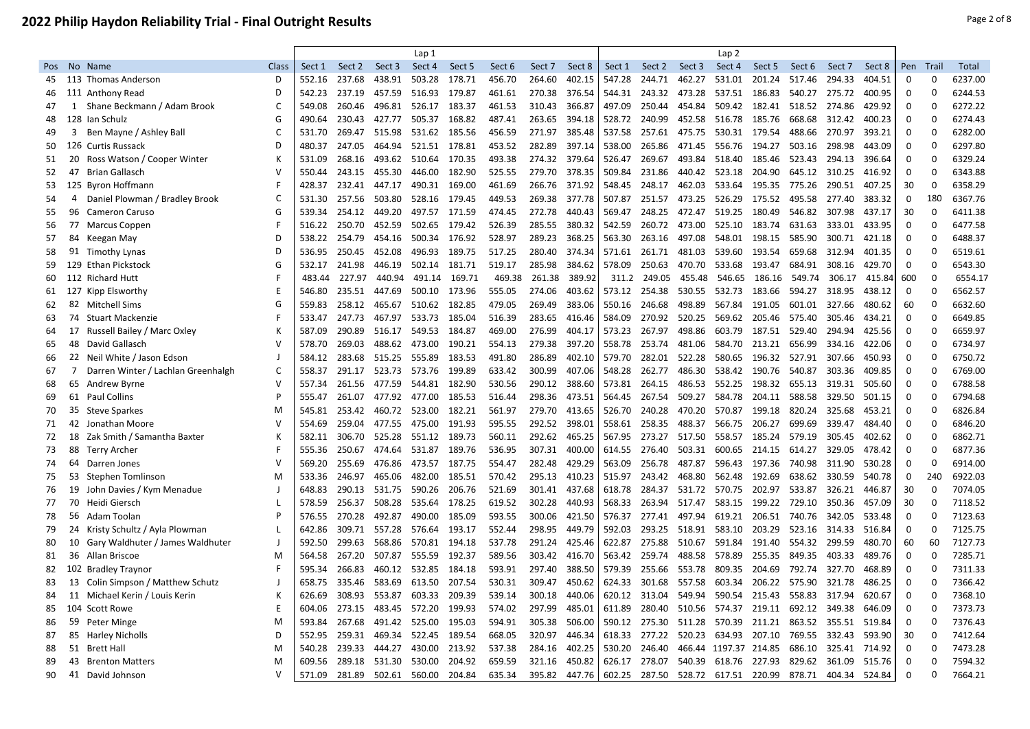# 2022 Philip Haydon Reliability Trial - Final Outright Results

| | | | | Lap 1 | | | | | | | | Lap 2 | | | | | | | | | | |
|---|---|---|---|---|---|---|---|---|---|---|---|---|---|---|---|---|---|---|---|---|---|---|
| Pos | No | Name | Class | Sect 1 | Sect 2 | Sect 3 | Sect 4 | Sect 5 | Sect 6 | Sect 7 | Sect 8 | Sect 1 | Sect 2 | Sect 3 | Sect 4 | Sect 5 | Sect 6 | Sect 7 | Sect 8 | Pen | Trail | Total |
| 45 | 113 | Thomas Anderson | D | 552.16 | 237.68 | 438.91 | 503.28 | 178.71 | 456.70 | 264.60 | 402.15 | 547.28 | 244.71 | 462.27 | 531.01 | 201.24 | 517.46 | 294.33 | 404.51 | 0 | 0 | 6237.00 |
| 46 | 111 | Anthony Read | D | 542.23 | 237.19 | 457.59 | 516.93 | 179.87 | 461.61 | 270.38 | 376.54 | 544.31 | 243.32 | 473.28 | 537.51 | 186.83 | 540.27 | 275.72 | 400.95 | 0 | 0 | 6244.53 |
| 47 | 1 | Shane Beckmann / Adam Brook | C | 549.08 | 260.46 | 496.81 | 526.17 | 183.37 | 461.53 | 310.43 | 366.87 | 497.09 | 250.44 | 454.84 | 509.42 | 182.41 | 518.52 | 274.86 | 429.92 | 0 | 0 | 6272.22 |
| 48 | 128 | Ian Schulz | G | 490.64 | 230.43 | 427.77 | 505.37 | 168.82 | 487.41 | 263.65 | 394.18 | 528.72 | 240.99 | 452.58 | 516.78 | 185.76 | 668.68 | 312.42 | 400.23 | 0 | 0 | 6274.43 |
| 49 | 3 | Ben Mayne / Ashley Ball | C | 531.70 | 269.47 | 515.98 | 531.62 | 185.56 | 456.59 | 271.97 | 385.48 | 537.58 | 257.61 | 475.75 | 530.31 | 179.54 | 488.66 | 270.97 | 393.21 | 0 | 0 | 6282.00 |
| 50 | 126 | Curtis Russack | D | 480.37 | 247.05 | 464.94 | 521.51 | 178.81 | 453.52 | 282.89 | 397.14 | 538.00 | 265.86 | 471.45 | 556.76 | 194.27 | 503.16 | 298.98 | 443.09 | 0 | 0 | 6297.80 |
| 51 | 20 | Ross Watson / Cooper Winter | K | 531.09 | 268.16 | 493.62 | 510.64 | 170.35 | 493.38 | 274.32 | 379.64 | 526.47 | 269.67 | 493.84 | 518.40 | 185.46 | 523.43 | 294.13 | 396.64 | 0 | 0 | 6329.24 |
| 52 | 47 | Brian Gallasch | V | 550.44 | 243.15 | 455.30 | 446.00 | 182.90 | 525.55 | 279.70 | 378.35 | 509.84 | 231.86 | 440.42 | 523.18 | 204.90 | 645.12 | 310.25 | 416.92 | 0 | 0 | 6343.88 |
| 53 | 125 | Byron Hoffmann | F | 428.37 | 232.41 | 447.17 | 490.31 | 169.00 | 461.69 | 266.76 | 371.92 | 548.45 | 248.17 | 462.03 | 533.64 | 195.35 | 775.26 | 290.51 | 407.25 | 30 | 0 | 6358.29 |
| 54 | 4 | Daniel Plowman / Bradley Brook | C | 531.30 | 257.56 | 503.80 | 528.16 | 179.45 | 449.53 | 269.38 | 377.78 | 507.87 | 251.57 | 473.25 | 526.29 | 175.52 | 495.58 | 277.40 | 383.32 | 0 | 180 | 6367.76 |
| 55 | 96 | Cameron Caruso | G | 539.34 | 254.12 | 449.20 | 497.57 | 171.59 | 474.45 | 272.78 | 440.43 | 569.47 | 248.25 | 472.47 | 519.25 | 180.49 | 546.82 | 307.98 | 437.17 | 30 | 0 | 6411.38 |
| 56 | 77 | Marcus Coppen | F | 516.22 | 250.70 | 452.59 | 502.65 | 179.42 | 526.39 | 285.55 | 380.32 | 542.59 | 260.72 | 473.00 | 525.10 | 183.74 | 631.63 | 333.01 | 433.95 | 0 | 0 | 6477.58 |
| 57 | 84 | Keegan May | D | 538.22 | 254.79 | 454.16 | 500.34 | 176.92 | 528.97 | 289.23 | 368.25 | 563.30 | 263.16 | 497.08 | 548.01 | 198.15 | 585.90 | 300.71 | 421.18 | 0 | 0 | 6488.37 |
| 58 | 91 | Timothy Lynas | D | 536.95 | 250.45 | 452.08 | 496.93 | 189.75 | 517.25 | 280.40 | 374.34 | 571.61 | 261.71 | 481.03 | 539.60 | 193.54 | 659.68 | 312.94 | 401.35 | 0 | 0 | 6519.61 |
| 59 | 129 | Ethan Pickstock | G | 532.17 | 241.98 | 446.19 | 502.14 | 181.75 | 519.17 | 285.98 | 384.62 | 578.09 | 250.63 | 470.70 | 533.68 | 193.47 | 684.91 | 308.16 | 429.70 | 0 | 0 | 6543.30 |
| 60 | 112 | Richard Hutt | F | 483.44 | 227.97 | 440.94 | 491.14 | 169.71 | 469.38 | 261.38 | 389.92 | 311.2 | 249.05 | 455.48 | 546.65 | 186.16 | 549.74 | 306.17 | 415.84 | 600 | 0 | 6554.17 |
| 61 | 127 | Kipp Elsworthy | E | 546.80 | 235.51 | 447.69 | 500.10 | 173.96 | 555.05 | 274.06 | 403.62 | 573.12 | 254.38 | 530.55 | 532.73 | 183.66 | 594.27 | 318.95 | 438.12 | 0 | 0 | 6562.57 |
| 62 | 82 | Mitchell Sims | G | 559.83 | 258.12 | 465.67 | 510.62 | 182.85 | 479.05 | 269.49 | 383.06 | 550.16 | 246.68 | 498.89 | 567.84 | 191.05 | 601.01 | 327.66 | 480.62 | 60 | 0 | 6632.60 |
| 63 | 74 | Stuart Mackenzie | F | 533.47 | 247.73 | 467.97 | 533.73 | 185.04 | 516.39 | 283.65 | 416.46 | 584.09 | 270.92 | 520.25 | 569.62 | 205.46 | 575.40 | 305.46 | 434.21 | 0 | 0 | 6649.85 |
| 64 | 17 | Russell Bailey / Marc Oxley | K | 587.09 | 290.89 | 516.17 | 549.53 | 184.87 | 469.00 | 276.99 | 404.17 | 573.23 | 267.97 | 498.86 | 603.79 | 187.51 | 529.40 | 294.94 | 425.56 | 0 | 0 | 6659.97 |
| 65 | 48 | David Gallasch | V | 578.70 | 269.03 | 488.62 | 473.00 | 190.21 | 554.13 | 279.38 | 397.20 | 558.78 | 253.74 | 481.06 | 584.70 | 213.21 | 656.99 | 334.16 | 422.06 | 0 | 0 | 6734.97 |
| 66 | 22 | Neil White / Jason Edson | J | 584.12 | 283.68 | 515.25 | 555.89 | 183.53 | 491.80 | 286.89 | 402.10 | 579.70 | 282.01 | 522.28 | 580.65 | 196.32 | 527.91 | 307.66 | 450.93 | 0 | 0 | 6750.72 |
| 67 | 7 | Darren Winter / Lachlan Greenhalgh | C | 558.37 | 291.17 | 523.73 | 573.76 | 199.89 | 633.42 | 300.99 | 407.06 | 548.28 | 262.77 | 486.30 | 538.42 | 190.76 | 540.87 | 303.36 | 409.85 | 0 | 0 | 6769.00 |
| 68 | 65 | Andrew Byrne | V | 557.34 | 261.56 | 477.59 | 544.81 | 182.90 | 530.56 | 290.12 | 388.60 | 573.81 | 264.15 | 486.53 | 552.25 | 198.32 | 655.13 | 319.31 | 505.60 | 0 | 0 | 6788.58 |
| 69 | 61 | Paul Collins | P | 555.47 | 261.07 | 477.92 | 477.00 | 185.53 | 516.44 | 298.36 | 473.51 | 564.45 | 267.54 | 509.27 | 584.78 | 204.11 | 588.58 | 329.50 | 501.15 | 0 | 0 | 6794.68 |
| 70 | 35 | Steve Sparkes | M | 545.81 | 253.42 | 460.72 | 523.00 | 182.21 | 561.97 | 279.70 | 413.65 | 526.70 | 240.28 | 470.20 | 570.87 | 199.18 | 820.24 | 325.68 | 453.21 | 0 | 0 | 6826.84 |
| 71 | 42 | Jonathan Moore | V | 554.69 | 259.04 | 477.55 | 475.00 | 191.93 | 595.55 | 292.52 | 398.01 | 558.61 | 258.35 | 488.37 | 566.75 | 206.27 | 699.69 | 339.47 | 484.40 | 0 | 0 | 6846.20 |
| 72 | 18 | Zak Smith / Samantha Baxter | K | 582.11 | 306.70 | 525.28 | 551.12 | 189.73 | 560.11 | 292.62 | 465.25 | 567.95 | 273.27 | 517.50 | 558.57 | 185.24 | 579.19 | 305.47 | 402.62 | 0 | 0 | 6862.71 |
| 73 | 88 | Terry Archer | F | 555.36 | 250.67 | 474.64 | 531.87 | 189.76 | 536.95 | 307.31 | 400.00 | 614.55 | 276.40 | 503.31 | 600.65 | 214.15 | 614.27 | 329.05 | 478.42 | 0 | 0 | 6877.36 |
| 74 | 64 | Darren Jones | V | 569.20 | 255.69 | 476.86 | 473.57 | 187.75 | 554.47 | 282.48 | 429.29 | 563.09 | 256.78 | 487.87 | 596.43 | 197.36 | 740.98 | 311.90 | 530.28 | 0 | 0 | 6914.00 |
| 75 | 53 | Stephen Tomlinson | M | 533.36 | 246.97 | 465.06 | 482.00 | 185.51 | 570.42 | 295.13 | 410.23 | 515.97 | 243.42 | 468.80 | 562.48 | 192.69 | 638.62 | 330.59 | 540.78 | 0 | 240 | 6922.03 |
| 76 | 19 | John Davies / Kym Menadue | J | 648.83 | 290.13 | 531.75 | 590.26 | 206.76 | 521.69 | 301.41 | 437.68 | 618.78 | 284.37 | 531.72 | 570.75 | 202.97 | 533.87 | 326.21 | 446.87 | 30 | 0 | 7074.05 |
| 77 | 70 | Heidi Giersch | L | 578.59 | 256.37 | 508.28 | 535.64 | 178.25 | 619.52 | 302.28 | 440.93 | 568.33 | 263.94 | 517.47 | 583.15 | 199.22 | 729.10 | 350.36 | 457.09 | 30 | 0 | 7118.52 |
| 78 | 56 | Adam Toolan | P | 576.55 | 270.28 | 492.87 | 490.00 | 185.09 | 593.55 | 300.06 | 421.50 | 576.37 | 277.41 | 497.94 | 619.21 | 206.51 | 740.76 | 342.05 | 533.48 | 0 | 0 | 7123.63 |
| 79 | 24 | Kristy Schultz / Ayla Plowman | L | 642.86 | 309.71 | 557.28 | 576.64 | 193.17 | 552.44 | 298.95 | 449.79 | 592.03 | 293.25 | 518.91 | 583.10 | 203.29 | 523.16 | 314.33 | 516.84 | 0 | 0 | 7125.75 |
| 80 | 10 | Gary Waldhuter / James Waldhuter | J | 592.50 | 299.63 | 568.86 | 570.81 | 194.18 | 537.78 | 291.24 | 425.46 | 622.87 | 275.88 | 510.67 | 591.84 | 191.40 | 554.32 | 299.59 | 480.70 | 60 | 60 | 7127.73 |
| 81 | 36 | Allan Briscoe | M | 564.58 | 267.20 | 507.87 | 555.59 | 192.37 | 589.56 | 303.42 | 416.70 | 563.42 | 259.74 | 488.58 | 578.89 | 255.35 | 849.35 | 403.33 | 489.76 | 0 | 0 | 7285.71 |
| 82 | 102 | Bradley Traynor | F | 595.34 | 266.83 | 460.12 | 532.85 | 184.18 | 593.91 | 297.40 | 388.50 | 579.39 | 255.66 | 553.78 | 809.35 | 204.69 | 792.74 | 327.70 | 468.89 | 0 | 0 | 7311.33 |
| 83 | 13 | Colin Simpson / Matthew Schutz | J | 658.75 | 335.46 | 583.69 | 613.50 | 207.54 | 530.31 | 309.47 | 450.62 | 624.33 | 301.68 | 557.58 | 603.34 | 206.22 | 575.90 | 321.78 | 486.25 | 0 | 0 | 7366.42 |
| 84 | 11 | Michael Kerin / Louis Kerin | K | 626.69 | 308.93 | 553.87 | 603.33 | 209.39 | 539.14 | 300.18 | 440.06 | 620.12 | 313.04 | 549.94 | 590.54 | 215.43 | 558.83 | 317.94 | 620.67 | 0 | 0 | 7368.10 |
| 85 | 104 | Scott Rowe | E | 604.06 | 273.15 | 483.45 | 572.20 | 199.93 | 574.02 | 297.99 | 485.01 | 611.89 | 280.40 | 510.56 | 574.37 | 219.11 | 692.12 | 349.38 | 646.09 | 0 | 0 | 7373.73 |
| 86 | 59 | Peter Minge | M | 593.84 | 267.68 | 491.42 | 525.00 | 195.03 | 594.91 | 305.38 | 506.00 | 590.12 | 275.30 | 511.28 | 570.39 | 211.21 | 863.52 | 355.51 | 519.84 | 0 | 0 | 7376.43 |
| 87 | 85 | Harley Nicholls | D | 552.95 | 259.31 | 469.34 | 522.45 | 189.54 | 668.05 | 320.97 | 446.34 | 618.33 | 277.22 | 520.23 | 634.93 | 207.10 | 769.55 | 332.43 | 593.90 | 30 | 0 | 7412.64 |
| 88 | 51 | Brett Hall | M | 540.28 | 239.33 | 444.27 | 430.00 | 213.92 | 537.38 | 284.16 | 402.25 | 530.20 | 246.40 | 466.44 | 1197.37 | 214.85 | 686.10 | 325.41 | 714.92 | 0 | 0 | 7473.28 |
| 89 | 43 | Brenton Matters | M | 609.56 | 289.18 | 531.30 | 530.00 | 204.92 | 659.59 | 321.16 | 450.82 | 626.17 | 278.07 | 540.39 | 618.76 | 227.93 | 829.62 | 361.09 | 515.76 | 0 | 0 | 7594.32 |
| 90 | 41 | David Johnson | V | 571.09 | 281.89 | 502.61 | 560.00 | 204.84 | 635.34 | 395.82 | 447.76 | 602.25 | 287.50 | 528.72 | 617.51 | 220.99 | 878.71 | 404.34 | 524.84 | 0 | 0 | 7664.21 |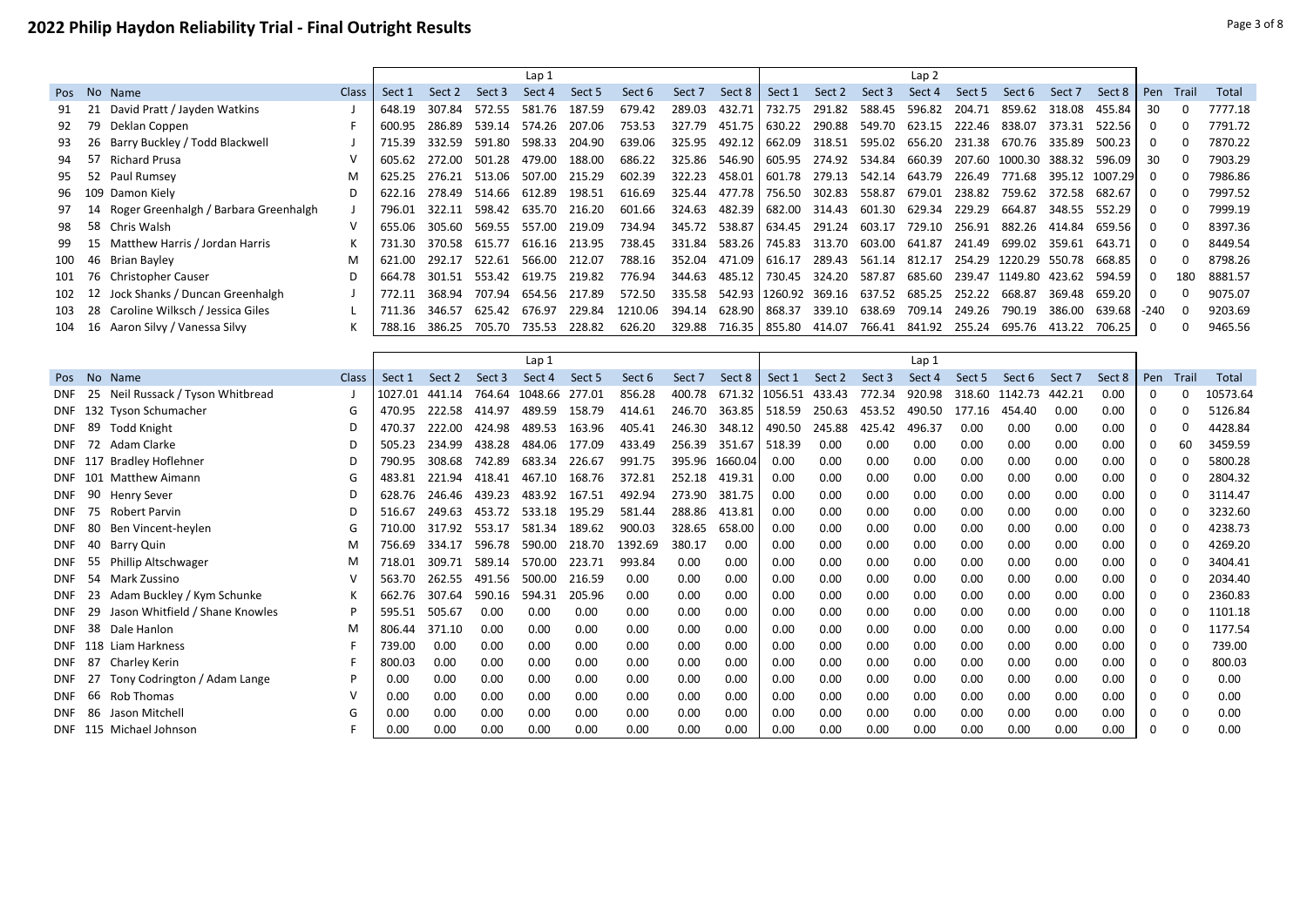# 2022 Philip Haydon Reliability Trial - Final Outright Results

| | | | | Lap 1 | | | | | | | | Lap 2 | | | | | | | | | | |
|---|---|---|---|---|---|---|---|---|---|---|---|---|---|---|---|---|---|---|---|---|---|---|
| Pos | No | Name | Class | Sect 1 | Sect 2 | Sect 3 | Sect 4 | Sect 5 | Sect 6 | Sect 7 | Sect 8 | Sect 1 | Sect 2 | Sect 3 | Sect 4 | Sect 5 | Sect 6 | Sect 7 | Sect 8 | Pen | Trail | Total |
| 91 | 21 | David Pratt / Jayden Watkins | J | 648.19 | 307.84 | 572.55 | 581.76 | 187.59 | 679.42 | 289.03 | 432.71 | 732.75 | 291.82 | 588.45 | 596.82 | 204.71 | 859.62 | 318.08 | 455.84 | 30 | 0 | 7777.18 |
| 92 | 79 | Deklan Coppen | F | 600.95 | 286.89 | 539.14 | 574.26 | 207.06 | 753.53 | 327.79 | 451.75 | 630.22 | 290.88 | 549.70 | 623.15 | 222.46 | 838.07 | 373.31 | 522.56 | 0 | 0 | 7791.72 |
| 93 | 26 | Barry Buckley / Todd Blackwell | J | 715.39 | 332.59 | 591.80 | 598.33 | 204.90 | 639.06 | 325.95 | 492.12 | 662.09 | 318.51 | 595.02 | 656.20 | 231.38 | 670.76 | 335.89 | 500.23 | 0 | 0 | 7870.22 |
| 94 | 57 | Richard Prusa | V | 605.62 | 272.00 | 501.28 | 479.00 | 188.00 | 686.22 | 325.86 | 546.90 | 605.95 | 274.92 | 534.84 | 660.39 | 207.60 | 1000.30 | 388.32 | 596.09 | 30 | 0 | 7903.29 |
| 95 | 52 | Paul Rumsey | M | 625.25 | 276.21 | 513.06 | 507.00 | 215.29 | 602.39 | 322.23 | 458.01 | 601.78 | 279.13 | 542.14 | 643.79 | 226.49 | 771.68 | 395.12 | 1007.29 | 0 | 0 | 7986.86 |
| 96 | 109 | Damon Kiely | D | 622.16 | 278.49 | 514.66 | 612.89 | 198.51 | 616.69 | 325.44 | 477.78 | 756.50 | 302.83 | 558.87 | 679.01 | 238.82 | 759.62 | 372.58 | 682.67 | 0 | 0 | 7997.52 |
| 97 | 14 | Roger Greenhalgh / Barbara Greenhalgh | J | 796.01 | 322.11 | 598.42 | 635.70 | 216.20 | 601.66 | 324.63 | 482.39 | 682.00 | 314.43 | 601.30 | 629.34 | 229.29 | 664.87 | 348.55 | 552.29 | 0 | 0 | 7999.19 |
| 98 | 58 | Chris Walsh | V | 655.06 | 305.60 | 569.55 | 557.00 | 219.09 | 734.94 | 345.72 | 538.87 | 634.45 | 291.24 | 603.17 | 729.10 | 256.91 | 882.26 | 414.84 | 659.56 | 0 | 0 | 8397.36 |
| 99 | 15 | Matthew Harris / Jordan Harris | K | 731.30 | 370.58 | 615.77 | 616.16 | 213.95 | 738.45 | 331.84 | 583.26 | 745.83 | 313.70 | 603.00 | 641.87 | 241.49 | 699.02 | 359.61 | 643.71 | 0 | 0 | 8449.54 |
| 100 | 46 | Brian Bayley | M | 621.00 | 292.17 | 522.61 | 566.00 | 212.07 | 788.16 | 352.04 | 471.09 | 616.17 | 289.43 | 561.14 | 812.17 | 254.29 | 1220.29 | 550.78 | 668.85 | 0 | 0 | 8798.26 |
| 101 | 76 | Christopher Causer | D | 664.78 | 301.51 | 553.42 | 619.75 | 219.82 | 776.94 | 344.63 | 485.12 | 730.45 | 324.20 | 587.87 | 685.60 | 239.47 | 1149.80 | 423.62 | 594.59 | 0 | 180 | 8881.57 |
| 102 | 12 | Jock Shanks / Duncan Greenhalgh | J | 772.11 | 368.94 | 707.94 | 654.56 | 217.89 | 572.50 | 335.58 | 542.93 | 1260.92 | 369.16 | 637.52 | 685.25 | 252.22 | 668.87 | 369.48 | 659.20 | 0 | 0 | 9075.07 |
| 103 | 28 | Caroline Wilksch / Jessica Giles | L | 711.36 | 346.57 | 625.42 | 676.97 | 229.84 | 1210.06 | 394.14 | 628.90 | 868.37 | 339.10 | 638.69 | 709.14 | 249.26 | 790.19 | 386.00 | 639.68 | -240 | 0 | 9203.69 |
| 104 | 16 | Aaron Silvy / Vanessa Silvy | K | 788.16 | 386.25 | 705.70 | 735.53 | 228.82 | 626.20 | 329.88 | 716.35 | 855.80 | 414.07 | 766.41 | 841.92 | 255.24 | 695.76 | 413.22 | 706.25 | 0 | 0 | 9465.56 |

| | | | | Lap 1 | | | | | | | | Lap 1 | | | | | | | | | | |
|---|---|---|---|---|---|---|---|---|---|---|---|---|---|---|---|---|---|---|---|---|---|---|
| Pos | No | Name | Class | Sect 1 | Sect 2 | Sect 3 | Sect 4 | Sect 5 | Sect 6 | Sect 7 | Sect 8 | Sect 1 | Sect 2 | Sect 3 | Sect 4 | Sect 5 | Sect 6 | Sect 7 | Sect 8 | Pen | Trail | Total |
| DNF | 25 | Neil Russack / Tyson Whitbread | J | 1027.01 | 441.14 | 764.64 | 1048.66 | 277.01 | 856.28 | 400.78 | 671.32 | 1056.51 | 433.43 | 772.34 | 920.98 | 318.60 | 1142.73 | 442.21 | 0.00 | 0 | 0 | 10573.64 |
| DNF | 132 | Tyson Schumacher | G | 470.95 | 222.58 | 414.97 | 489.59 | 158.79 | 414.61 | 246.70 | 363.85 | 518.59 | 250.63 | 453.52 | 490.50 | 177.16 | 454.40 | 0.00 | 0.00 | 0 | 0 | 5126.84 |
| DNF | 89 | Todd Knight | D | 470.37 | 222.00 | 424.98 | 489.53 | 163.96 | 405.41 | 246.30 | 348.12 | 490.50 | 245.88 | 425.42 | 496.37 | 0.00 | 0.00 | 0.00 | 0.00 | 0 | 0 | 4428.84 |
| DNF | 72 | Adam Clarke | D | 505.23 | 234.99 | 438.28 | 484.06 | 177.09 | 433.49 | 256.39 | 351.67 | 518.39 | 0.00 | 0.00 | 0.00 | 0.00 | 0.00 | 0.00 | 0.00 | 0 | 60 | 3459.59 |
| DNF | 117 | Bradley Hoflehner | D | 790.95 | 308.68 | 742.89 | 683.34 | 226.67 | 991.75 | 395.96 | 1660.04 | 0.00 | 0.00 | 0.00 | 0.00 | 0.00 | 0.00 | 0.00 | 0.00 | 0 | 0 | 5800.28 |
| DNF | 101 | Matthew Aimann | G | 483.81 | 221.94 | 418.41 | 467.10 | 168.76 | 372.81 | 252.18 | 419.31 | 0.00 | 0.00 | 0.00 | 0.00 | 0.00 | 0.00 | 0.00 | 0.00 | 0 | 0 | 2804.32 |
| DNF | 90 | Henry Sever | D | 628.76 | 246.46 | 439.23 | 483.92 | 167.51 | 492.94 | 273.90 | 381.75 | 0.00 | 0.00 | 0.00 | 0.00 | 0.00 | 0.00 | 0.00 | 0.00 | 0 | 0 | 3114.47 |
| DNF | 75 | Robert Parvin | D | 516.67 | 249.63 | 453.72 | 533.18 | 195.29 | 581.44 | 288.86 | 413.81 | 0.00 | 0.00 | 0.00 | 0.00 | 0.00 | 0.00 | 0.00 | 0.00 | 0 | 0 | 3232.60 |
| DNF | 80 | Ben Vincent-heylen | G | 710.00 | 317.92 | 553.17 | 581.34 | 189.62 | 900.03 | 328.65 | 658.00 | 0.00 | 0.00 | 0.00 | 0.00 | 0.00 | 0.00 | 0.00 | 0.00 | 0 | 0 | 4238.73 |
| DNF | 40 | Barry Quin | M | 756.69 | 334.17 | 596.78 | 590.00 | 218.70 | 1392.69 | 380.17 | 0.00 | 0.00 | 0.00 | 0.00 | 0.00 | 0.00 | 0.00 | 0.00 | 0.00 | 0 | 0 | 4269.20 |
| DNF | 55 | Phillip Altschwager | M | 718.01 | 309.71 | 589.14 | 570.00 | 223.71 | 993.84 | 0.00 | 0.00 | 0.00 | 0.00 | 0.00 | 0.00 | 0.00 | 0.00 | 0.00 | 0.00 | 0 | 0 | 3404.41 |
| DNF | 54 | Mark Zussino | V | 563.70 | 262.55 | 491.56 | 500.00 | 216.59 | 0.00 | 0.00 | 0.00 | 0.00 | 0.00 | 0.00 | 0.00 | 0.00 | 0.00 | 0.00 | 0.00 | 0 | 0 | 2034.40 |
| DNF | 23 | Adam Buckley / Kym Schunke | K | 662.76 | 307.64 | 590.16 | 594.31 | 205.96 | 0.00 | 0.00 | 0.00 | 0.00 | 0.00 | 0.00 | 0.00 | 0.00 | 0.00 | 0.00 | 0.00 | 0 | 0 | 2360.83 |
| DNF | 29 | Jason Whitfield / Shane Knowles | P | 595.51 | 505.67 | 0.00 | 0.00 | 0.00 | 0.00 | 0.00 | 0.00 | 0.00 | 0.00 | 0.00 | 0.00 | 0.00 | 0.00 | 0.00 | 0.00 | 0 | 0 | 1101.18 |
| DNF | 38 | Dale Hanlon | M | 806.44 | 371.10 | 0.00 | 0.00 | 0.00 | 0.00 | 0.00 | 0.00 | 0.00 | 0.00 | 0.00 | 0.00 | 0.00 | 0.00 | 0.00 | 0.00 | 0 | 0 | 1177.54 |
| DNF | 118 | Liam Harkness | F | 739.00 | 0.00 | 0.00 | 0.00 | 0.00 | 0.00 | 0.00 | 0.00 | 0.00 | 0.00 | 0.00 | 0.00 | 0.00 | 0.00 | 0.00 | 0.00 | 0 | 0 | 739.00 |
| DNF | 87 | Charley Kerin | F | 800.03 | 0.00 | 0.00 | 0.00 | 0.00 | 0.00 | 0.00 | 0.00 | 0.00 | 0.00 | 0.00 | 0.00 | 0.00 | 0.00 | 0.00 | 0.00 | 0 | 0 | 800.03 |
| DNF | 27 | Tony Codrington / Adam Lange | P | 0.00 | 0.00 | 0.00 | 0.00 | 0.00 | 0.00 | 0.00 | 0.00 | 0.00 | 0.00 | 0.00 | 0.00 | 0.00 | 0.00 | 0.00 | 0.00 | 0 | 0 | 0.00 |
| DNF | 66 | Rob Thomas | V | 0.00 | 0.00 | 0.00 | 0.00 | 0.00 | 0.00 | 0.00 | 0.00 | 0.00 | 0.00 | 0.00 | 0.00 | 0.00 | 0.00 | 0.00 | 0.00 | 0 | 0 | 0.00 |
| DNF | 86 | Jason Mitchell | G | 0.00 | 0.00 | 0.00 | 0.00 | 0.00 | 0.00 | 0.00 | 0.00 | 0.00 | 0.00 | 0.00 | 0.00 | 0.00 | 0.00 | 0.00 | 0.00 | 0 | 0 | 0.00 |
| DNF | 115 | Michael Johnson | F | 0.00 | 0.00 | 0.00 | 0.00 | 0.00 | 0.00 | 0.00 | 0.00 | 0.00 | 0.00 | 0.00 | 0.00 | 0.00 | 0.00 | 0.00 | 0.00 | 0 | 0 | 0.00 |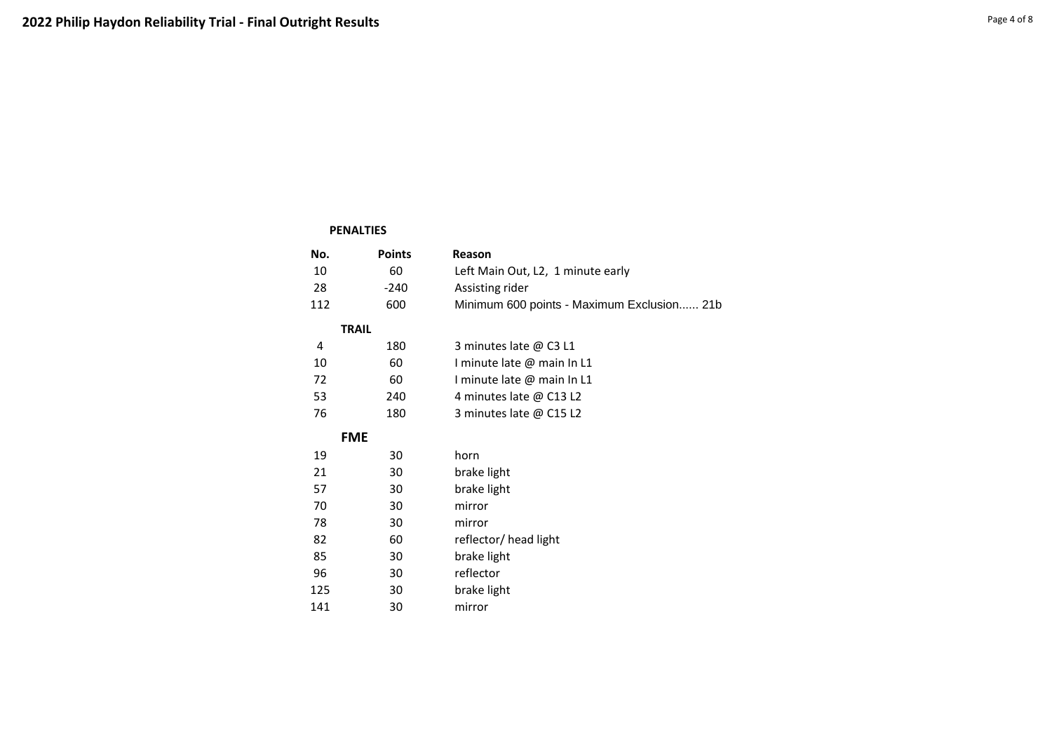## PENALTIES

| No. | Points | Reason |
|---|---|---|
| 10 | 60 | Left Main Out, L2, 1 minute early |
| 28 | -240 | Assisting rider |
| 112 | 600 | Minimum 600 points - Maximum Exclusion...... 21b |
| **TRAIL** | | |
| 4 | 180 | 3 minutes late @ C3 L1 |
| 10 | 60 | I minute late @ main In L1 |
| 72 | 60 | I minute late @ main In L1 |
| 53 | 240 | 4 minutes late @ C13 L2 |
| 76 | 180 | 3 minutes late @ C15 L2 |
| **FME** | | |
| 19 | 30 | horn |
| 21 | 30 | brake light |
| 57 | 30 | brake light |
| 70 | 30 | mirror |
| 78 | 30 | mirror |
| 82 | 60 | reflector/ head light |
| 85 | 30 | brake light |
| 96 | 30 | reflector |
| 125 | 30 | brake light |
| 141 | 30 | mirror |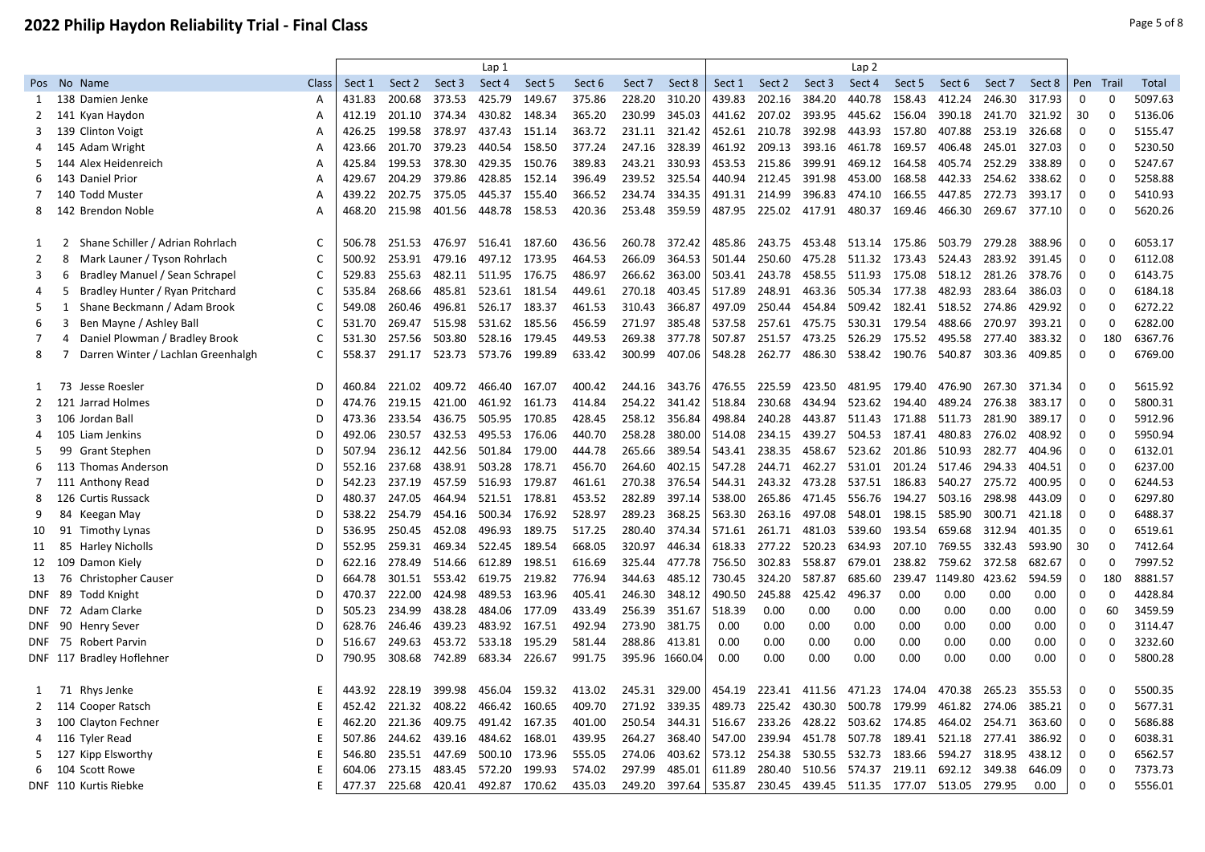# 2022 Philip Haydon Reliability Trial - Final Class

| | | | | Lap 1 | | | | | | | | Lap 2 | | | | | | | | | | |
|---|---|---|---|---|---|---|---|---|---|---|---|---|---|---|---|---|---|---|---|---|---|---|
| Pos | No | Name | Class | Sect 1 | Sect 2 | Sect 3 | Sect 4 | Sect 5 | Sect 6 | Sect 7 | Sect 8 | Sect 1 | Sect 2 | Sect 3 | Sect 4 | Sect 5 | Sect 6 | Sect 7 | Sect 8 | Pen | Trail | Total |
| 1 | 138 | Damien Jenke | A | 431.83 | 200.68 | 373.53 | 425.79 | 149.67 | 375.86 | 228.20 | 310.20 | 439.83 | 202.16 | 384.20 | 440.78 | 158.43 | 412.24 | 246.30 | 317.93 | 0 | 0 | 5097.63 |
| 2 | 141 | Kyan Haydon | A | 412.19 | 201.10 | 374.34 | 430.82 | 148.34 | 365.20 | 230.99 | 345.03 | 441.62 | 207.02 | 393.95 | 445.62 | 156.04 | 390.18 | 241.70 | 321.92 | 30 | 0 | 5136.06 |
| 3 | 139 | Clinton Voigt | A | 426.25 | 199.58 | 378.97 | 437.43 | 151.14 | 363.72 | 231.11 | 321.42 | 452.61 | 210.78 | 392.98 | 443.93 | 157.80 | 407.88 | 253.19 | 326.68 | 0 | 0 | 5155.47 |
| 4 | 145 | Adam Wright | A | 423.66 | 201.70 | 379.23 | 440.54 | 158.50 | 377.24 | 247.16 | 328.39 | 461.92 | 209.13 | 393.16 | 461.78 | 169.57 | 406.48 | 245.01 | 327.03 | 0 | 0 | 5230.50 |
| 5 | 144 | Alex Heidenreich | A | 425.84 | 199.53 | 378.30 | 429.35 | 150.76 | 389.83 | 243.21 | 330.93 | 453.53 | 215.86 | 399.91 | 469.12 | 164.58 | 405.74 | 252.29 | 338.89 | 0 | 0 | 5247.67 |
| 6 | 143 | Daniel Prior | A | 429.67 | 204.29 | 379.86 | 428.85 | 152.14 | 396.49 | 239.52 | 325.54 | 440.94 | 212.45 | 391.98 | 453.00 | 168.58 | 442.33 | 254.62 | 338.62 | 0 | 0 | 5258.88 |
| 7 | 140 | Todd Muster | A | 439.22 | 202.75 | 375.05 | 445.37 | 155.40 | 366.52 | 234.74 | 334.35 | 491.31 | 214.99 | 396.83 | 474.10 | 166.55 | 447.85 | 272.73 | 393.17 | 0 | 0 | 5410.93 |
| 8 | 142 | Brendon Noble | A | 468.20 | 215.98 | 401.56 | 448.78 | 158.53 | 420.36 | 253.48 | 359.59 | 487.95 | 225.02 | 417.91 | 480.37 | 169.46 | 466.30 | 269.67 | 377.10 | 0 | 0 | 5620.26 |
| 1 | 2 | Shane Schiller / Adrian Rohrlach | C | 506.78 | 251.53 | 476.97 | 516.41 | 187.60 | 436.56 | 260.78 | 372.42 | 485.86 | 243.75 | 453.48 | 513.14 | 175.86 | 503.79 | 279.28 | 388.96 | 0 | 0 | 6053.17 |
| 2 | 8 | Mark Launer / Tyson Rohrlach | C | 500.92 | 253.91 | 479.16 | 497.12 | 173.95 | 464.53 | 266.09 | 364.53 | 501.44 | 250.60 | 475.28 | 511.32 | 173.43 | 524.43 | 283.92 | 391.45 | 0 | 0 | 6112.08 |
| 3 | 6 | Bradley Manuel / Sean Schrapel | C | 529.83 | 255.63 | 482.11 | 511.95 | 176.75 | 486.97 | 266.62 | 363.00 | 503.41 | 243.78 | 458.55 | 511.93 | 175.08 | 518.12 | 281.26 | 378.76 | 0 | 0 | 6143.75 |
| 4 | 5 | Bradley Hunter / Ryan Pritchard | C | 535.84 | 268.66 | 485.81 | 523.61 | 181.54 | 449.61 | 270.18 | 403.45 | 517.89 | 248.91 | 463.36 | 505.34 | 177.38 | 482.93 | 283.64 | 386.03 | 0 | 0 | 6184.18 |
| 5 | 1 | Shane Beckmann / Adam Brook | C | 549.08 | 260.46 | 496.81 | 526.17 | 183.37 | 461.53 | 310.43 | 366.87 | 497.09 | 250.44 | 454.84 | 509.42 | 182.41 | 518.52 | 274.86 | 429.92 | 0 | 0 | 6272.22 |
| 6 | 3 | Ben Mayne / Ashley Ball | C | 531.70 | 269.47 | 515.98 | 531.62 | 185.56 | 456.59 | 271.97 | 385.48 | 537.58 | 257.61 | 475.75 | 530.31 | 179.54 | 488.66 | 270.97 | 393.21 | 0 | 0 | 6282.00 |
| 7 | 4 | Daniel Plowman / Bradley Brook | C | 531.30 | 257.56 | 503.80 | 528.16 | 179.45 | 449.53 | 269.38 | 377.78 | 507.87 | 251.57 | 473.25 | 526.29 | 175.52 | 495.58 | 277.40 | 383.32 | 0 | 180 | 6367.76 |
| 8 | 7 | Darren Winter / Lachlan Greenhalgh | C | 558.37 | 291.17 | 523.73 | 573.76 | 199.89 | 633.42 | 300.99 | 407.06 | 548.28 | 262.77 | 486.30 | 538.42 | 190.76 | 540.87 | 303.36 | 409.85 | 0 | 0 | 6769.00 |
| 1 | 73 | Jesse Roesler | D | 460.84 | 221.02 | 409.72 | 466.40 | 167.07 | 400.42 | 244.16 | 343.76 | 476.55 | 225.59 | 423.50 | 481.95 | 179.40 | 476.90 | 267.30 | 371.34 | 0 | 0 | 5615.92 |
| 2 | 121 | Jarrad Holmes | D | 474.76 | 219.15 | 421.00 | 461.92 | 161.73 | 414.84 | 254.22 | 341.42 | 518.84 | 230.68 | 434.94 | 523.62 | 194.40 | 489.24 | 276.38 | 383.17 | 0 | 0 | 5800.31 |
| 3 | 106 | Jordan Ball | D | 473.36 | 233.54 | 436.75 | 505.95 | 170.85 | 428.45 | 258.12 | 356.84 | 498.84 | 240.28 | 443.87 | 511.43 | 171.88 | 511.73 | 281.90 | 389.17 | 0 | 0 | 5912.96 |
| 4 | 105 | Liam Jenkins | D | 492.06 | 230.57 | 432.53 | 495.53 | 176.06 | 440.70 | 258.28 | 380.00 | 514.08 | 234.15 | 439.27 | 504.53 | 187.41 | 480.83 | 276.02 | 408.92 | 0 | 0 | 5950.94 |
| 5 | 99 | Grant Stephen | D | 507.94 | 236.12 | 442.56 | 501.84 | 179.00 | 444.78 | 265.66 | 389.54 | 543.41 | 238.35 | 458.67 | 523.62 | 201.86 | 510.93 | 282.77 | 404.96 | 0 | 0 | 6132.01 |
| 6 | 113 | Thomas Anderson | D | 552.16 | 237.68 | 438.91 | 503.28 | 178.71 | 456.70 | 264.60 | 402.15 | 547.28 | 244.71 | 462.27 | 531.01 | 201.24 | 517.46 | 294.33 | 404.51 | 0 | 0 | 6237.00 |
| 7 | 111 | Anthony Read | D | 542.23 | 237.19 | 457.59 | 516.93 | 179.87 | 461.61 | 270.38 | 376.54 | 544.31 | 243.32 | 473.28 | 537.51 | 186.83 | 540.27 | 275.72 | 400.95 | 0 | 0 | 6244.53 |
| 8 | 126 | Curtis Russack | D | 480.37 | 247.05 | 464.94 | 521.51 | 178.81 | 453.52 | 282.89 | 397.14 | 538.00 | 265.86 | 471.45 | 556.76 | 194.27 | 503.16 | 298.98 | 443.09 | 0 | 0 | 6297.80 |
| 9 | 84 | Keegan May | D | 538.22 | 254.79 | 454.16 | 500.34 | 176.92 | 528.97 | 289.23 | 368.25 | 563.30 | 263.16 | 497.08 | 548.01 | 198.15 | 585.90 | 300.71 | 421.18 | 0 | 0 | 6488.37 |
| 10 | 91 | Timothy Lynas | D | 536.95 | 250.45 | 452.08 | 496.93 | 189.75 | 517.25 | 280.40 | 374.34 | 571.61 | 261.71 | 481.03 | 539.60 | 193.54 | 659.68 | 312.94 | 401.35 | 0 | 0 | 6519.61 |
| 11 | 85 | Harley Nicholls | D | 552.95 | 259.31 | 469.34 | 522.45 | 189.54 | 668.05 | 320.97 | 446.34 | 618.33 | 277.22 | 520.23 | 634.93 | 207.10 | 769.55 | 332.43 | 593.90 | 30 | 0 | 7412.64 |
| 12 | 109 | Damon Kiely | D | 622.16 | 278.49 | 514.66 | 612.89 | 198.51 | 616.69 | 325.44 | 477.78 | 756.50 | 302.83 | 558.87 | 679.01 | 238.82 | 759.62 | 372.58 | 682.67 | 0 | 0 | 7997.52 |
| 13 | 76 | Christopher Causer | D | 664.78 | 301.51 | 553.42 | 619.75 | 219.82 | 776.94 | 344.63 | 485.12 | 730.45 | 324.20 | 587.87 | 685.60 | 239.47 | 1149.80 | 423.62 | 594.59 | 0 | 180 | 8881.57 |
| DNF | 89 | Todd Knight | D | 470.37 | 222.00 | 424.98 | 489.53 | 163.96 | 405.41 | 246.30 | 348.12 | 490.50 | 245.88 | 425.42 | 496.37 | 0.00 | 0.00 | 0.00 | 0.00 | 0 | 0 | 4428.84 |
| DNF | 72 | Adam Clarke | D | 505.23 | 234.99 | 438.28 | 484.06 | 177.09 | 433.49 | 256.39 | 351.67 | 518.39 | 0.00 | 0.00 | 0.00 | 0.00 | 0.00 | 0.00 | 0.00 | 0 | 60 | 3459.59 |
| DNF | 90 | Henry Sever | D | 628.76 | 246.46 | 439.23 | 483.92 | 167.51 | 492.94 | 273.90 | 381.75 | 0.00 | 0.00 | 0.00 | 0.00 | 0.00 | 0.00 | 0.00 | 0.00 | 0 | 0 | 3114.47 |
| DNF | 75 | Robert Parvin | D | 516.67 | 249.63 | 453.72 | 533.18 | 195.29 | 581.44 | 288.86 | 413.81 | 0.00 | 0.00 | 0.00 | 0.00 | 0.00 | 0.00 | 0.00 | 0.00 | 0 | 0 | 3232.60 |
| DNF | 117 | Bradley Hoflehner | D | 790.95 | 308.68 | 742.89 | 683.34 | 226.67 | 991.75 | 395.96 | 1660.04 | 0.00 | 0.00 | 0.00 | 0.00 | 0.00 | 0.00 | 0.00 | 0.00 | 0 | 0 | 5800.28 |
| 1 | 71 | Rhys Jenke | E | 443.92 | 228.19 | 399.98 | 456.04 | 159.32 | 413.02 | 245.31 | 329.00 | 454.19 | 223.41 | 411.56 | 471.23 | 174.04 | 470.38 | 265.23 | 355.53 | 0 | 0 | 5500.35 |
| 2 | 114 | Cooper Ratsch | E | 452.42 | 221.32 | 408.22 | 466.42 | 160.65 | 409.70 | 271.92 | 339.35 | 489.73 | 225.42 | 430.32 | 500.78 | 179.99 | 461.82 | 274.06 | 385.21 | 0 | 0 | 5677.31 |
| 3 | 100 | Clayton Fechner | E | 462.20 | 221.36 | 409.75 | 491.42 | 167.35 | 401.00 | 250.54 | 344.31 | 516.67 | 233.26 | 428.22 | 503.62 | 174.85 | 464.02 | 254.71 | 363.60 | 0 | 0 | 5686.88 |
| 4 | 116 | Tyler Read | E | 507.86 | 244.62 | 439.16 | 484.62 | 168.01 | 439.95 | 264.27 | 368.40 | 547.00 | 239.94 | 451.78 | 507.78 | 189.41 | 521.18 | 277.41 | 386.92 | 0 | 0 | 6038.31 |
| 5 | 127 | Kipp Elsworthy | E | 546.80 | 235.51 | 447.69 | 500.10 | 173.96 | 555.05 | 274.06 | 403.62 | 573.12 | 254.38 | 530.55 | 532.73 | 183.66 | 594.27 | 318.95 | 438.12 | 0 | 0 | 6562.57 |
| 6 | 104 | Scott Rowe | E | 604.06 | 273.15 | 483.45 | 572.20 | 199.93 | 574.02 | 297.99 | 485.01 | 611.89 | 280.40 | 510.56 | 574.37 | 219.11 | 692.12 | 349.38 | 646.09 | 0 | 0 | 7373.73 |
| DNF | 110 | Kurtis Riebke | E | 477.37 | 225.68 | 420.41 | 492.87 | 170.62 | 435.03 | 249.20 | 397.64 | 535.87 | 230.45 | 439.45 | 511.35 | 177.07 | 513.05 | 279.95 | 0.00 | 0 | 0 | 5556.01 |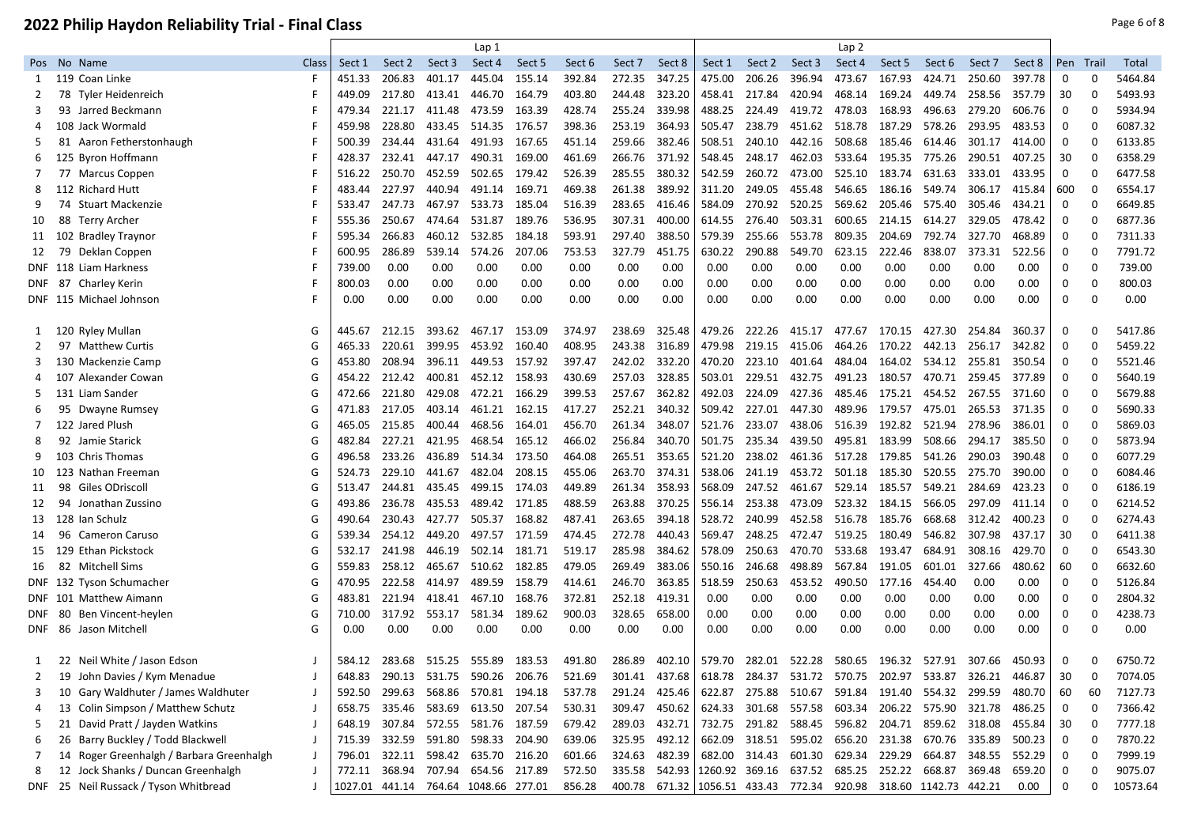# 2022 Philip Haydon Reliability Trial - Final Class

| | | | | Lap 1 | | | | | | | | Lap 2 | | | | | | | | | | |
|---|---|---|---|---|---|---|---|---|---|---|---|---|---|---|---|---|---|---|---|---|---|---|
| Pos | No | Name | Class | Sect 1 | Sect 2 | Sect 3 | Sect 4 | Sect 5 | Sect 6 | Sect 7 | Sect 8 | Sect 1 | Sect 2 | Sect 3 | Sect 4 | Sect 5 | Sect 6 | Sect 7 | Sect 8 | Pen | Trail | Total |
| 1 | 119 | Coan Linke | F | 451.33 | 206.83 | 401.17 | 445.04 | 155.14 | 392.84 | 272.35 | 347.25 | 475.00 | 206.26 | 396.94 | 473.67 | 167.93 | 424.71 | 250.60 | 397.78 | 0 | 0 | 5464.84 |
| 2 | 78 | Tyler Heidenreich | F | 449.09 | 217.80 | 413.41 | 446.70 | 164.79 | 403.80 | 244.48 | 323.20 | 458.41 | 217.84 | 420.94 | 468.14 | 169.24 | 449.74 | 258.56 | 357.79 | 30 | 0 | 5493.93 |
| 3 | 93 | Jarred Beckmann | F | 479.34 | 221.17 | 411.48 | 473.59 | 163.39 | 428.74 | 255.24 | 339.98 | 488.25 | 224.49 | 419.72 | 478.03 | 168.93 | 496.63 | 279.20 | 606.76 | 0 | 0 | 5934.94 |
| 4 | 108 | Jack Wormald | F | 459.98 | 228.80 | 433.45 | 514.35 | 176.57 | 398.36 | 253.19 | 364.93 | 505.47 | 238.79 | 451.62 | 518.78 | 187.29 | 578.26 | 293.95 | 483.53 | 0 | 0 | 6087.32 |
| 5 | 81 | Aaron Fetherstonhaugh | F | 500.39 | 234.44 | 431.64 | 491.93 | 167.65 | 451.14 | 259.66 | 382.46 | 508.51 | 240.10 | 442.16 | 508.68 | 185.46 | 614.46 | 301.17 | 414.00 | 0 | 0 | 6133.85 |
| 6 | 125 | Byron Hoffmann | F | 428.37 | 232.41 | 447.17 | 490.31 | 169.00 | 461.69 | 266.76 | 371.92 | 548.45 | 248.17 | 462.03 | 533.64 | 195.35 | 775.26 | 290.51 | 407.25 | 30 | 0 | 6358.29 |
| 7 | 77 | Marcus Coppen | F | 516.22 | 250.70 | 452.59 | 502.65 | 179.42 | 526.39 | 285.55 | 380.32 | 542.59 | 260.72 | 473.00 | 525.10 | 183.74 | 631.63 | 333.01 | 433.95 | 0 | 0 | 6477.58 |
| 8 | 112 | Richard Hutt | F | 483.44 | 227.97 | 440.94 | 491.14 | 169.71 | 469.38 | 261.38 | 389.92 | 311.20 | 249.05 | 455.48 | 546.65 | 186.16 | 549.74 | 306.17 | 415.84 | 600 | 0 | 6554.17 |
| 9 | 74 | Stuart Mackenzie | F | 533.47 | 247.73 | 467.97 | 533.73 | 185.04 | 516.39 | 283.65 | 416.46 | 584.09 | 270.92 | 520.25 | 569.62 | 205.46 | 575.40 | 305.46 | 434.21 | 0 | 0 | 6649.85 |
| 10 | 88 | Terry Archer | F | 555.36 | 250.67 | 474.64 | 531.87 | 189.76 | 536.95 | 307.31 | 400.00 | 614.55 | 276.40 | 503.31 | 600.65 | 214.15 | 614.27 | 329.05 | 478.42 | 0 | 0 | 6877.36 |
| 11 | 102 | Bradley Traynor | F | 595.34 | 266.83 | 460.12 | 532.85 | 184.18 | 593.91 | 297.40 | 388.50 | 579.39 | 255.66 | 553.78 | 809.35 | 204.69 | 792.74 | 327.70 | 468.89 | 0 | 0 | 7311.33 |
| 12 | 79 | Deklan Coppen | F | 600.95 | 286.89 | 539.14 | 574.26 | 207.06 | 753.53 | 327.79 | 451.75 | 630.22 | 290.88 | 549.70 | 623.15 | 222.46 | 838.07 | 373.31 | 522.56 | 0 | 0 | 7791.72 |
| DNF | 118 | Liam Harkness | F | 739.00 | 0.00 | 0.00 | 0.00 | 0.00 | 0.00 | 0.00 | 0.00 | 0.00 | 0.00 | 0.00 | 0.00 | 0.00 | 0.00 | 0.00 | 0.00 | 0 | 0 | 739.00 |
| DNF | 87 | Charley Kerin | F | 800.03 | 0.00 | 0.00 | 0.00 | 0.00 | 0.00 | 0.00 | 0.00 | 0.00 | 0.00 | 0.00 | 0.00 | 0.00 | 0.00 | 0.00 | 0.00 | 0 | 0 | 800.03 |
| DNF | 115 | Michael Johnson | F | 0.00 | 0.00 | 0.00 | 0.00 | 0.00 | 0.00 | 0.00 | 0.00 | 0.00 | 0.00 | 0.00 | 0.00 | 0.00 | 0.00 | 0.00 | 0.00 | 0 | 0 | 0.00 |
| 1 | 120 | Ryley Mullan | G | 445.67 | 212.15 | 393.62 | 467.17 | 153.09 | 374.97 | 238.69 | 325.48 | 479.26 | 222.26 | 415.17 | 477.67 | 170.15 | 427.30 | 254.84 | 360.37 | 0 | 0 | 5417.86 |
| 2 | 97 | Matthew Curtis | G | 465.33 | 220.61 | 399.95 | 453.92 | 160.40 | 408.95 | 243.38 | 316.89 | 479.98 | 219.15 | 415.06 | 464.26 | 170.22 | 442.13 | 256.17 | 342.82 | 0 | 0 | 5459.22 |
| 3 | 130 | Mackenzie Camp | G | 453.80 | 208.94 | 396.11 | 449.53 | 157.92 | 397.47 | 242.02 | 332.20 | 470.20 | 223.10 | 401.64 | 484.04 | 164.02 | 534.12 | 255.81 | 350.54 | 0 | 0 | 5521.46 |
| 4 | 107 | Alexander Cowan | G | 454.22 | 212.42 | 400.81 | 452.12 | 158.93 | 430.69 | 257.03 | 328.85 | 503.01 | 229.51 | 432.75 | 491.23 | 180.57 | 470.71 | 259.45 | 377.89 | 0 | 0 | 5640.19 |
| 5 | 131 | Liam Sander | G | 472.66 | 221.80 | 429.08 | 472.21 | 166.29 | 399.53 | 257.67 | 362.82 | 492.03 | 224.09 | 427.36 | 485.46 | 175.21 | 454.52 | 267.55 | 371.60 | 0 | 0 | 5679.88 |
| 6 | 95 | Dwayne Rumsey | G | 471.83 | 217.05 | 403.14 | 461.21 | 162.15 | 417.27 | 252.21 | 340.32 | 509.42 | 227.01 | 447.30 | 489.96 | 179.57 | 475.01 | 265.53 | 371.35 | 0 | 0 | 5690.33 |
| 7 | 122 | Jared Plush | G | 465.05 | 215.85 | 400.44 | 468.56 | 164.01 | 456.70 | 261.34 | 348.07 | 521.76 | 233.07 | 438.06 | 516.39 | 192.82 | 521.94 | 278.96 | 386.01 | 0 | 0 | 5869.03 |
| 8 | 92 | Jamie Starick | G | 482.84 | 227.21 | 421.95 | 468.54 | 165.12 | 466.02 | 256.84 | 340.70 | 501.75 | 235.34 | 439.50 | 495.81 | 183.99 | 508.66 | 294.17 | 385.50 | 0 | 0 | 5873.94 |
| 9 | 103 | Chris Thomas | G | 496.58 | 233.26 | 436.89 | 514.34 | 173.50 | 464.08 | 265.51 | 353.65 | 521.20 | 238.02 | 461.36 | 517.28 | 179.85 | 541.26 | 290.03 | 390.48 | 0 | 0 | 6077.29 |
| 10 | 123 | Nathan Freeman | G | 524.73 | 229.10 | 441.67 | 482.04 | 208.15 | 455.06 | 263.70 | 374.31 | 538.06 | 241.19 | 453.72 | 501.18 | 185.30 | 520.55 | 275.70 | 390.00 | 0 | 0 | 6084.46 |
| 11 | 98 | Giles ODriscoll | G | 513.47 | 244.81 | 435.45 | 499.15 | 174.03 | 449.89 | 261.34 | 358.93 | 568.09 | 247.52 | 461.67 | 529.14 | 185.57 | 549.21 | 284.69 | 423.23 | 0 | 0 | 6186.19 |
| 12 | 94 | Jonathan Zussino | G | 493.86 | 236.78 | 435.53 | 489.42 | 171.85 | 488.59 | 263.88 | 370.25 | 556.14 | 253.38 | 473.09 | 523.32 | 184.15 | 566.05 | 297.09 | 411.14 | 0 | 0 | 6214.52 |
| 13 | 128 | Ian Schulz | G | 490.64 | 230.43 | 427.77 | 505.37 | 168.82 | 487.41 | 263.65 | 394.18 | 528.72 | 240.99 | 452.58 | 516.78 | 185.76 | 668.68 | 312.42 | 400.23 | 0 | 0 | 6274.43 |
| 14 | 96 | Cameron Caruso | G | 539.34 | 254.12 | 449.20 | 497.57 | 171.59 | 474.45 | 272.78 | 440.43 | 569.47 | 248.25 | 472.47 | 519.25 | 180.49 | 546.82 | 307.98 | 437.17 | 30 | 0 | 6411.38 |
| 15 | 129 | Ethan Pickstock | G | 532.17 | 241.98 | 446.19 | 502.14 | 181.71 | 519.17 | 285.98 | 384.62 | 578.09 | 250.63 | 470.70 | 533.68 | 193.47 | 684.91 | 308.16 | 429.70 | 0 | 0 | 6543.30 |
| 16 | 82 | Mitchell Sims | G | 559.83 | 258.12 | 465.67 | 510.62 | 182.85 | 479.05 | 269.49 | 383.06 | 550.16 | 246.68 | 498.89 | 567.84 | 191.05 | 601.01 | 327.66 | 480.62 | 60 | 0 | 6632.60 |
| DNF | 132 | Tyson Schumacher | G | 470.95 | 222.58 | 414.97 | 489.59 | 158.79 | 414.61 | 246.70 | 363.85 | 518.59 | 250.63 | 453.52 | 490.50 | 177.16 | 454.40 | 0.00 | 0.00 | 0 | 0 | 5126.84 |
| DNF | 101 | Matthew Aimann | G | 483.81 | 221.94 | 418.41 | 467.10 | 168.76 | 372.81 | 252.18 | 419.31 | 0.00 | 0.00 | 0.00 | 0.00 | 0.00 | 0.00 | 0.00 | 0.00 | 0 | 0 | 2804.32 |
| DNF | 80 | Ben Vincent-heylen | G | 710.00 | 317.92 | 553.17 | 581.34 | 189.62 | 900.03 | 328.65 | 658.00 | 0.00 | 0.00 | 0.00 | 0.00 | 0.00 | 0.00 | 0.00 | 0.00 | 0 | 0 | 4238.73 |
| DNF | 86 | Jason Mitchell | G | 0.00 | 0.00 | 0.00 | 0.00 | 0.00 | 0.00 | 0.00 | 0.00 | 0.00 | 0.00 | 0.00 | 0.00 | 0.00 | 0.00 | 0.00 | 0.00 | 0 | 0 | 0.00 |
| 1 | 22 | Neil White / Jason Edson | J | 584.12 | 283.68 | 515.25 | 555.89 | 183.53 | 491.80 | 286.89 | 402.10 | 579.70 | 282.01 | 522.28 | 580.65 | 196.32 | 527.91 | 307.66 | 450.93 | 0 | 0 | 6750.72 |
| 2 | 19 | John Davies / Kym Menadue | J | 648.83 | 290.13 | 531.75 | 590.26 | 206.76 | 521.69 | 301.41 | 437.68 | 618.78 | 284.37 | 531.72 | 570.75 | 202.97 | 533.87 | 326.21 | 446.87 | 30 | 0 | 7074.05 |
| 3 | 10 | Gary Waldhuter / James Waldhuter | J | 592.50 | 299.63 | 568.86 | 570.81 | 194.18 | 537.78 | 291.24 | 425.46 | 622.87 | 275.88 | 510.67 | 591.84 | 191.40 | 554.32 | 299.59 | 480.70 | 60 | 60 | 7127.73 |
| 4 | 13 | Colin Simpson / Matthew Schutz | J | 658.75 | 335.46 | 583.69 | 613.50 | 207.54 | 530.31 | 309.47 | 450.62 | 624.33 | 301.68 | 557.58 | 603.34 | 206.22 | 575.90 | 321.78 | 486.25 | 0 | 0 | 7366.42 |
| 5 | 21 | David Pratt / Jayden Watkins | J | 648.19 | 307.84 | 572.55 | 581.76 | 187.59 | 679.42 | 289.03 | 432.71 | 732.75 | 291.82 | 588.45 | 596.82 | 204.71 | 859.62 | 318.08 | 455.84 | 30 | 0 | 7777.18 |
| 6 | 26 | Barry Buckley / Todd Blackwell | J | 715.39 | 332.59 | 591.80 | 598.33 | 204.90 | 639.06 | 325.95 | 492.12 | 662.09 | 318.51 | 595.02 | 656.20 | 231.38 | 670.76 | 335.89 | 500.23 | 0 | 0 | 7870.22 |
| 7 | 14 | Roger Greenhalgh / Barbara Greenhalgh | J | 796.01 | 322.11 | 598.42 | 635.70 | 216.20 | 601.66 | 324.63 | 482.39 | 682.00 | 314.43 | 601.30 | 629.34 | 229.29 | 664.87 | 348.55 | 552.29 | 0 | 0 | 7999.19 |
| 8 | 12 | Jock Shanks / Duncan Greenhalgh | J | 772.11 | 368.94 | 707.94 | 654.56 | 217.89 | 572.50 | 335.58 | 542.93 | 1260.92 | 369.16 | 637.52 | 685.25 | 252.22 | 668.87 | 369.48 | 659.20 | 0 | 0 | 9075.07 |
| DNF | 25 | Neil Russack / Tyson Whitbread | J | 1027.01 | 441.14 | 764.64 | 1048.66 | 277.01 | 856.28 | 400.78 | 671.32 | 1056.51 | 433.43 | 772.34 | 920.98 | 318.60 | 1142.73 | 442.21 | 0.00 | 0 | 0 | 10573.64 |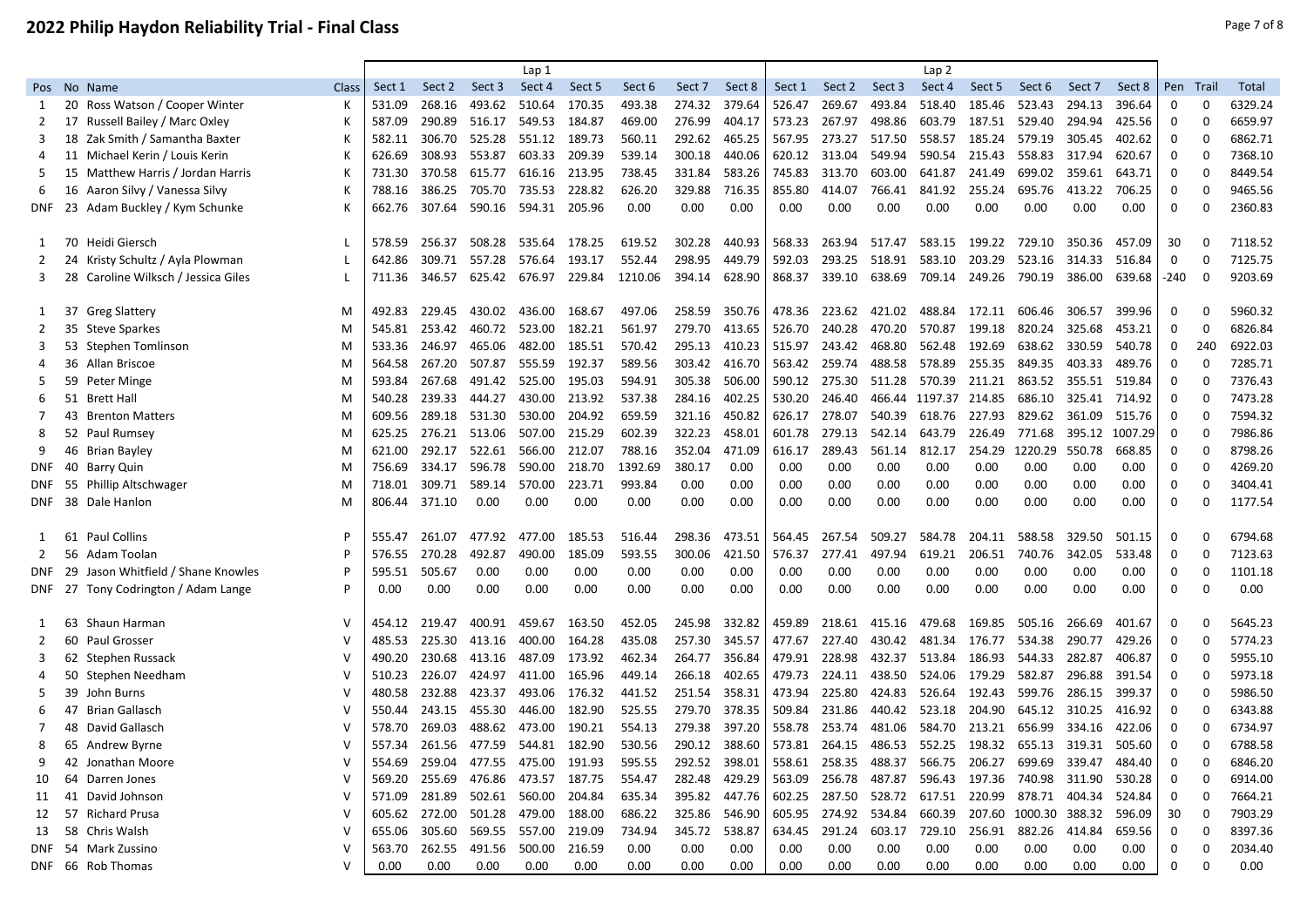# 2022 Philip Haydon Reliability Trial - Final Class

| | | | | Lap 1 | | | | | | | | Lap 2 | | | | | | | | | | |
|---|---|---|---|---|---|---|---|---|---|---|---|---|---|---|---|---|---|---|---|---|---|---|
| Pos | No | Name | Class | Sect 1 | Sect 2 | Sect 3 | Sect 4 | Sect 5 | Sect 6 | Sect 7 | Sect 8 | Sect 1 | Sect 2 | Sect 3 | Sect 4 | Sect 5 | Sect 6 | Sect 7 | Sect 8 | Pen | Trail | Total |
| 1 | 20 | Ross Watson / Cooper Winter | K | 531.09 | 268.16 | 493.62 | 510.64 | 170.35 | 493.38 | 274.32 | 379.64 | 526.47 | 269.67 | 493.84 | 518.40 | 185.46 | 523.43 | 294.13 | 396.64 | 0 | 0 | 6329.24 |
| 2 | 17 | Russell Bailey / Marc Oxley | K | 587.09 | 290.89 | 516.17 | 549.53 | 184.87 | 469.00 | 276.99 | 404.17 | 573.23 | 267.97 | 498.86 | 603.79 | 187.51 | 529.40 | 294.94 | 425.56 | 0 | 0 | 6659.97 |
| 3 | 18 | Zak Smith / Samantha Baxter | K | 582.11 | 306.70 | 525.28 | 551.12 | 189.73 | 560.11 | 292.62 | 465.25 | 567.95 | 273.27 | 517.50 | 558.57 | 185.24 | 579.19 | 305.45 | 402.62 | 0 | 0 | 6862.71 |
| 4 | 11 | Michael Kerin / Louis Kerin | K | 626.69 | 308.93 | 553.87 | 603.33 | 209.39 | 539.14 | 300.18 | 440.06 | 620.12 | 313.04 | 549.94 | 590.54 | 215.43 | 558.83 | 317.94 | 620.67 | 0 | 0 | 7368.10 |
| 5 | 15 | Matthew Harris / Jordan Harris | K | 731.30 | 370.58 | 615.77 | 616.16 | 213.95 | 738.45 | 331.84 | 583.26 | 745.83 | 313.70 | 603.00 | 641.87 | 241.49 | 699.02 | 359.61 | 643.71 | 0 | 0 | 8449.54 |
| 6 | 16 | Aaron Silvy / Vanessa Silvy | K | 788.16 | 386.25 | 705.70 | 735.53 | 228.82 | 626.20 | 329.88 | 716.35 | 855.80 | 414.07 | 766.41 | 841.92 | 255.24 | 695.76 | 413.22 | 706.25 | 0 | 0 | 9465.56 |
| DNF | 23 | Adam Buckley / Kym Schunke | K | 662.76 | 307.64 | 590.16 | 594.31 | 205.96 | 0.00 | 0.00 | 0.00 | 0.00 | 0.00 | 0.00 | 0.00 | 0.00 | 0.00 | 0.00 | 0.00 | 0 | 0 | 2360.83 |
| 1 | 70 | Heidi Giersch | L | 578.59 | 256.37 | 508.28 | 535.64 | 178.25 | 619.52 | 302.28 | 440.93 | 568.33 | 263.94 | 517.47 | 583.15 | 199.22 | 729.10 | 350.36 | 457.09 | 30 | 0 | 7118.52 |
| 2 | 24 | Kristy Schultz / Ayla Plowman | L | 642.86 | 309.71 | 557.28 | 576.64 | 193.17 | 552.44 | 298.95 | 449.79 | 592.03 | 293.25 | 518.91 | 583.10 | 203.29 | 523.16 | 314.33 | 516.84 | 0 | 0 | 7125.75 |
| 3 | 28 | Caroline Wilksch / Jessica Giles | L | 711.36 | 346.57 | 625.42 | 676.97 | 229.84 | 1210.06 | 394.14 | 628.90 | 868.37 | 339.10 | 638.69 | 709.14 | 249.26 | 790.19 | 386.00 | 639.68 | -240 | 0 | 9203.69 |
| 1 | 37 | Greg Slattery | M | 492.83 | 229.45 | 430.02 | 436.00 | 168.67 | 497.06 | 258.59 | 350.76 | 478.36 | 223.62 | 421.02 | 488.84 | 172.11 | 606.46 | 306.57 | 399.96 | 0 | 0 | 5960.32 |
| 2 | 35 | Steve Sparkes | M | 545.81 | 253.42 | 460.72 | 523.00 | 182.21 | 561.97 | 279.70 | 413.65 | 526.70 | 240.28 | 470.20 | 570.87 | 199.18 | 820.24 | 325.68 | 453.21 | 0 | 0 | 6826.84 |
| 3 | 53 | Stephen Tomlinson | M | 533.36 | 246.97 | 465.06 | 482.00 | 185.51 | 570.42 | 295.13 | 410.23 | 515.97 | 243.42 | 468.80 | 562.48 | 192.69 | 638.62 | 330.59 | 540.78 | 0 | 240 | 6922.03 |
| 4 | 36 | Allan Briscoe | M | 564.58 | 267.20 | 507.87 | 555.59 | 192.37 | 589.56 | 303.42 | 416.70 | 563.42 | 259.74 | 488.58 | 578.89 | 255.35 | 849.35 | 403.33 | 489.76 | 0 | 0 | 7285.71 |
| 5 | 59 | Peter Minge | M | 593.84 | 267.68 | 491.42 | 525.00 | 195.03 | 594.91 | 305.38 | 506.00 | 590.12 | 275.30 | 511.28 | 570.39 | 211.21 | 863.52 | 355.51 | 519.84 | 0 | 0 | 7376.43 |
| 6 | 51 | Brett Hall | M | 540.28 | 239.33 | 444.27 | 430.00 | 213.92 | 537.38 | 284.16 | 402.25 | 530.20 | 246.40 | 466.44 | 1197.37 | 214.85 | 686.10 | 325.41 | 714.92 | 0 | 0 | 7473.28 |
| 7 | 43 | Brenton Matters | M | 609.56 | 289.18 | 531.30 | 530.00 | 204.92 | 659.59 | 321.16 | 450.82 | 626.17 | 278.07 | 540.39 | 618.76 | 227.93 | 829.62 | 361.09 | 515.76 | 0 | 0 | 7594.32 |
| 8 | 52 | Paul Rumsey | M | 625.25 | 276.21 | 513.06 | 507.00 | 215.29 | 602.39 | 322.23 | 458.01 | 601.78 | 279.13 | 542.14 | 643.79 | 226.49 | 771.68 | 395.12 | 1007.29 | 0 | 0 | 7986.86 |
| 9 | 46 | Brian Bayley | M | 621.00 | 292.17 | 522.61 | 566.00 | 212.07 | 788.16 | 352.04 | 471.09 | 616.17 | 289.43 | 561.14 | 812.17 | 254.29 | 1220.29 | 550.78 | 668.85 | 0 | 0 | 8798.26 |
| DNF | 40 | Barry Quin | M | 756.69 | 334.17 | 596.78 | 590.00 | 218.70 | 1392.69 | 380.17 | 0.00 | 0.00 | 0.00 | 0.00 | 0.00 | 0.00 | 0.00 | 0.00 | 0.00 | 0 | 0 | 4269.20 |
| DNF | 55 | Phillip Altschwager | M | 718.01 | 309.71 | 589.14 | 570.00 | 223.71 | 993.84 | 0.00 | 0.00 | 0.00 | 0.00 | 0.00 | 0.00 | 0.00 | 0.00 | 0.00 | 0.00 | 0 | 0 | 3404.41 |
| DNF | 38 | Dale Hanlon | M | 806.44 | 371.10 | 0.00 | 0.00 | 0.00 | 0.00 | 0.00 | 0.00 | 0.00 | 0.00 | 0.00 | 0.00 | 0.00 | 0.00 | 0.00 | 0.00 | 0 | 0 | 1177.54 |
| 1 | 61 | Paul Collins | P | 555.47 | 261.07 | 477.92 | 477.00 | 185.53 | 516.44 | 298.36 | 473.51 | 564.45 | 267.54 | 509.27 | 584.78 | 204.11 | 588.58 | 329.50 | 501.15 | 0 | 0 | 6794.68 |
| 2 | 56 | Adam Toolan | P | 576.55 | 270.28 | 492.87 | 490.00 | 185.09 | 593.55 | 300.06 | 421.50 | 576.37 | 277.41 | 497.94 | 619.21 | 206.51 | 740.76 | 342.05 | 533.48 | 0 | 0 | 7123.63 |
| DNF | 29 | Jason Whitfield / Shane Knowles | P | 595.51 | 505.67 | 0.00 | 0.00 | 0.00 | 0.00 | 0.00 | 0.00 | 0.00 | 0.00 | 0.00 | 0.00 | 0.00 | 0.00 | 0.00 | 0.00 | 0 | 0 | 1101.18 |
| DNF | 27 | Tony Codrington / Adam Lange | P | 0.00 | 0.00 | 0.00 | 0.00 | 0.00 | 0.00 | 0.00 | 0.00 | 0.00 | 0.00 | 0.00 | 0.00 | 0.00 | 0.00 | 0.00 | 0.00 | 0 | 0 | 0.00 |
| 1 | 63 | Shaun Harman | V | 454.12 | 219.47 | 400.91 | 459.67 | 163.50 | 452.05 | 245.98 | 332.82 | 459.89 | 218.61 | 415.16 | 479.68 | 169.85 | 505.16 | 266.69 | 401.67 | 0 | 0 | 5645.23 |
| 2 | 60 | Paul Grosser | V | 485.53 | 225.30 | 413.16 | 400.00 | 164.28 | 435.08 | 257.30 | 345.57 | 477.67 | 227.40 | 430.42 | 481.34 | 176.77 | 534.38 | 290.77 | 429.26 | 0 | 0 | 5774.23 |
| 3 | 62 | Stephen Russack | V | 490.20 | 230.68 | 413.16 | 487.09 | 173.92 | 462.34 | 264.77 | 356.84 | 479.91 | 228.98 | 432.37 | 513.84 | 186.93 | 544.33 | 282.87 | 406.87 | 0 | 0 | 5955.10 |
| 4 | 50 | Stephen Needham | V | 510.23 | 226.07 | 424.97 | 411.00 | 165.96 | 449.14 | 266.18 | 402.65 | 479.73 | 224.11 | 438.50 | 524.06 | 179.29 | 582.87 | 296.88 | 391.54 | 0 | 0 | 5973.18 |
| 5 | 39 | John Burns | V | 480.58 | 232.88 | 423.37 | 493.06 | 176.32 | 441.52 | 251.54 | 358.31 | 473.94 | 225.80 | 424.83 | 526.64 | 192.43 | 599.76 | 286.15 | 399.37 | 0 | 0 | 5986.50 |
| 6 | 47 | Brian Gallasch | V | 550.44 | 243.15 | 455.30 | 446.00 | 182.90 | 525.55 | 279.70 | 378.35 | 509.84 | 231.86 | 440.42 | 523.18 | 204.90 | 645.12 | 310.25 | 416.92 | 0 | 0 | 6343.88 |
| 7 | 48 | David Gallasch | V | 578.70 | 269.03 | 488.62 | 473.00 | 190.21 | 554.13 | 279.38 | 397.20 | 558.78 | 253.74 | 481.06 | 584.70 | 213.21 | 656.99 | 334.16 | 422.06 | 0 | 0 | 6734.97 |
| 8 | 65 | Andrew Byrne | V | 557.34 | 261.56 | 477.59 | 544.81 | 182.90 | 530.56 | 290.12 | 388.60 | 573.81 | 264.15 | 486.53 | 552.25 | 198.32 | 655.13 | 319.31 | 505.60 | 0 | 0 | 6788.58 |
| 9 | 42 | Jonathan Moore | V | 554.69 | 259.04 | 477.55 | 475.00 | 191.93 | 595.55 | 292.52 | 398.01 | 558.61 | 258.35 | 488.37 | 566.75 | 206.27 | 699.69 | 339.47 | 484.40 | 0 | 0 | 6846.20 |
| 10 | 64 | Darren Jones | V | 569.20 | 255.69 | 476.86 | 473.57 | 187.75 | 554.47 | 282.48 | 429.29 | 563.09 | 256.78 | 487.87 | 596.43 | 197.36 | 740.98 | 311.90 | 530.28 | 0 | 0 | 6914.00 |
| 11 | 41 | David Johnson | V | 571.09 | 281.89 | 502.61 | 560.00 | 204.84 | 635.34 | 395.82 | 447.76 | 602.25 | 287.50 | 528.72 | 617.51 | 220.99 | 878.71 | 404.34 | 524.84 | 0 | 0 | 7664.21 |
| 12 | 57 | Richard Prusa | V | 605.62 | 272.00 | 501.28 | 479.00 | 188.00 | 686.22 | 325.86 | 546.90 | 605.95 | 274.92 | 534.84 | 660.39 | 207.60 | 1000.30 | 388.32 | 596.09 | 30 | 0 | 7903.29 |
| 13 | 58 | Chris Walsh | V | 655.06 | 305.60 | 569.55 | 557.00 | 219.09 | 734.94 | 345.72 | 538.87 | 634.45 | 291.24 | 603.17 | 729.10 | 256.91 | 882.26 | 414.84 | 659.56 | 0 | 0 | 8397.36 |
| DNF | 54 | Mark Zussino | V | 563.70 | 262.55 | 491.56 | 500.00 | 216.59 | 0.00 | 0.00 | 0.00 | 0.00 | 0.00 | 0.00 | 0.00 | 0.00 | 0.00 | 0.00 | 0.00 | 0 | 0 | 2034.40 |
| DNF | 66 | Rob Thomas | V | 0.00 | 0.00 | 0.00 | 0.00 | 0.00 | 0.00 | 0.00 | 0.00 | 0.00 | 0.00 | 0.00 | 0.00 | 0.00 | 0.00 | 0.00 | 0.00 | 0 | 0 | 0.00 |